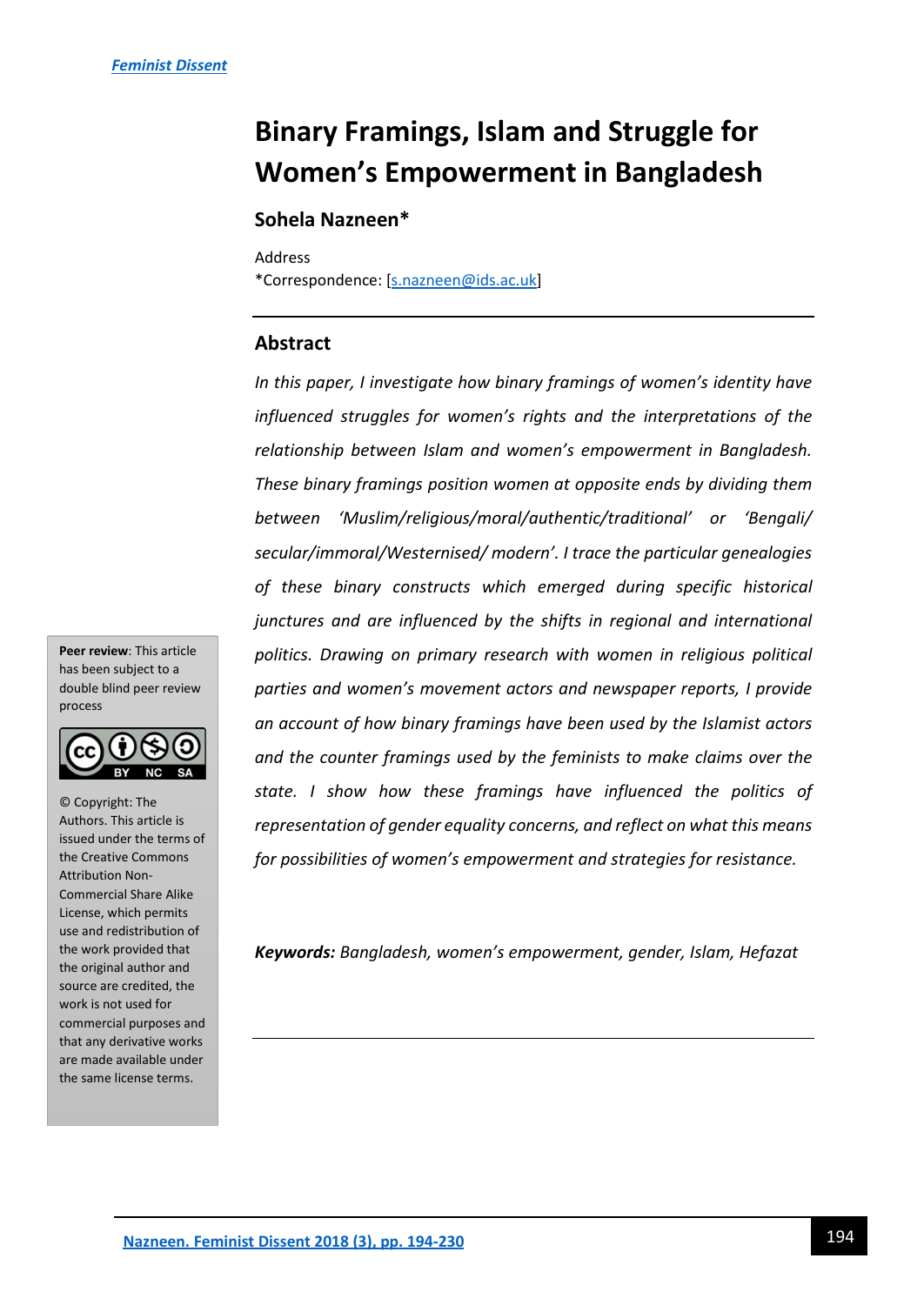*Feminist Dissent*

# Binary Framings, Islam and Struggle for Women's Empowerment in Bangladesh

**Sohela Nazneen***

Address
*Correspondence: [s.nazneen@ids.ac.uk]

## Abstract

*In this paper, I investigate how binary framings of women's identity have influenced struggles for women's rights and the interpretations of the relationship between Islam and women's empowerment in Bangladesh. These binary framings position women at opposite ends by dividing them between 'Muslim/religious/moral/authentic/traditional' or 'Bengali/ secular/immoral/Westernised/ modern'. I trace the particular genealogies of these binary constructs which emerged during specific historical junctures and are influenced by the shifts in regional and international politics. Drawing on primary research with women in religious political parties and women's movement actors and newspaper reports, I provide an account of how binary framings have been used by the Islamist actors and the counter framings used by the feminists to make claims over the state. I show how these framings have influenced the politics of representation of gender equality concerns, and reflect on what this means for possibilities of women's empowerment and strategies for resistance.*

**Keywords:** *Bangladesh, women's empowerment, gender, Islam, Hefazat*

**Peer review**: This article has been subject to a double blind peer review process

© Copyright: The Authors. This article is issued under the terms of the Creative Commons Attribution Non-Commercial Share Alike License, which permits use and redistribution of the work provided that the original author and source are credited, the work is not used for commercial purposes and that any derivative works are made available under the same license terms.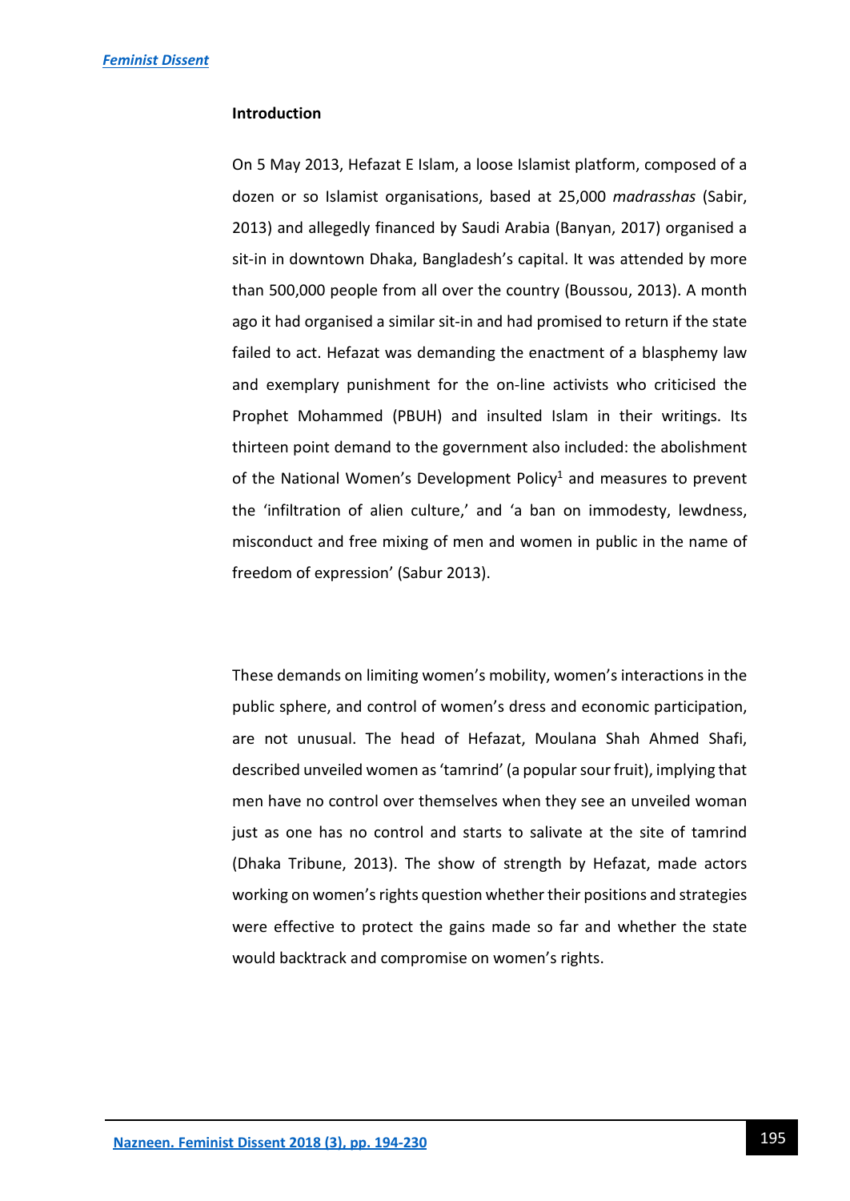**Introduction**

On 5 May 2013, Hefazat E Islam, a loose Islamist platform, composed of a dozen or so Islamist organisations, based at 25,000 *madrasshas* (Sabir, 2013) and allegedly financed by Saudi Arabia (Banyan, 2017) organised a sit-in in downtown Dhaka, Bangladesh's capital. It was attended by more than 500,000 people from all over the country (Boussou, 2013). A month ago it had organised a similar sit-in and had promised to return if the state failed to act. Hefazat was demanding the enactment of a blasphemy law and exemplary punishment for the on-line activists who criticised the Prophet Mohammed (PBUH) and insulted Islam in their writings. Its thirteen point demand to the government also included: the abolishment of the National Women's Development Policy[1] and measures to prevent the 'infiltration of alien culture,' and 'a ban on immodesty, lewdness, misconduct and free mixing of men and women in public in the name of freedom of expression' (Sabur 2013).

These demands on limiting women's mobility, women's interactions in the public sphere, and control of women's dress and economic participation, are not unusual. The head of Hefazat, Moulana Shah Ahmed Shafi, described unveiled women as 'tamrind' (a popular sour fruit), implying that men have no control over themselves when they see an unveiled woman just as one has no control and starts to salivate at the site of tamrind (Dhaka Tribune, 2013). The show of strength by Hefazat, made actors working on women's rights question whether their positions and strategies were effective to protect the gains made so far and whether the state would backtrack and compromise on women's rights.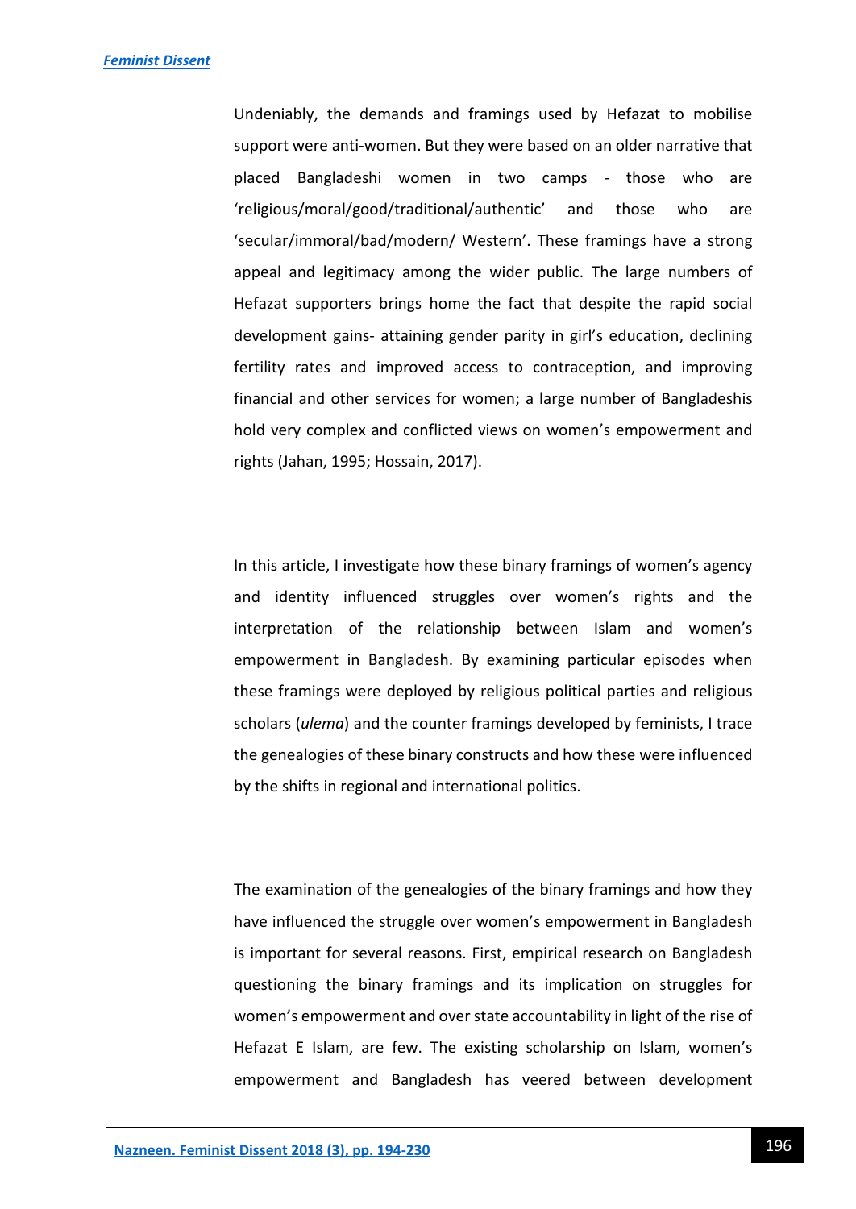Undeniably, the demands and framings used by Hefazat to mobilise support were anti-women. But they were based on an older narrative that placed Bangladeshi women in two camps - those who are 'religious/moral/good/traditional/authentic' and those who are 'secular/immoral/bad/modern/ Western'. These framings have a strong appeal and legitimacy among the wider public. The large numbers of Hefazat supporters brings home the fact that despite the rapid social development gains- attaining gender parity in girl's education, declining fertility rates and improved access to contraception, and improving financial and other services for women; a large number of Bangladeshis hold very complex and conflicted views on women's empowerment and rights (Jahan, 1995; Hossain, 2017).

In this article, I investigate how these binary framings of women's agency and identity influenced struggles over women's rights and the interpretation of the relationship between Islam and women's empowerment in Bangladesh. By examining particular episodes when these framings were deployed by religious political parties and religious scholars (*ulema*) and the counter framings developed by feminists, I trace the genealogies of these binary constructs and how these were influenced by the shifts in regional and international politics.

The examination of the genealogies of the binary framings and how they have influenced the struggle over women's empowerment in Bangladesh is important for several reasons. First, empirical research on Bangladesh questioning the binary framings and its implication on struggles for women's empowerment and over state accountability in light of the rise of Hefazat E Islam, are few. The existing scholarship on Islam, women's empowerment and Bangladesh has veered between development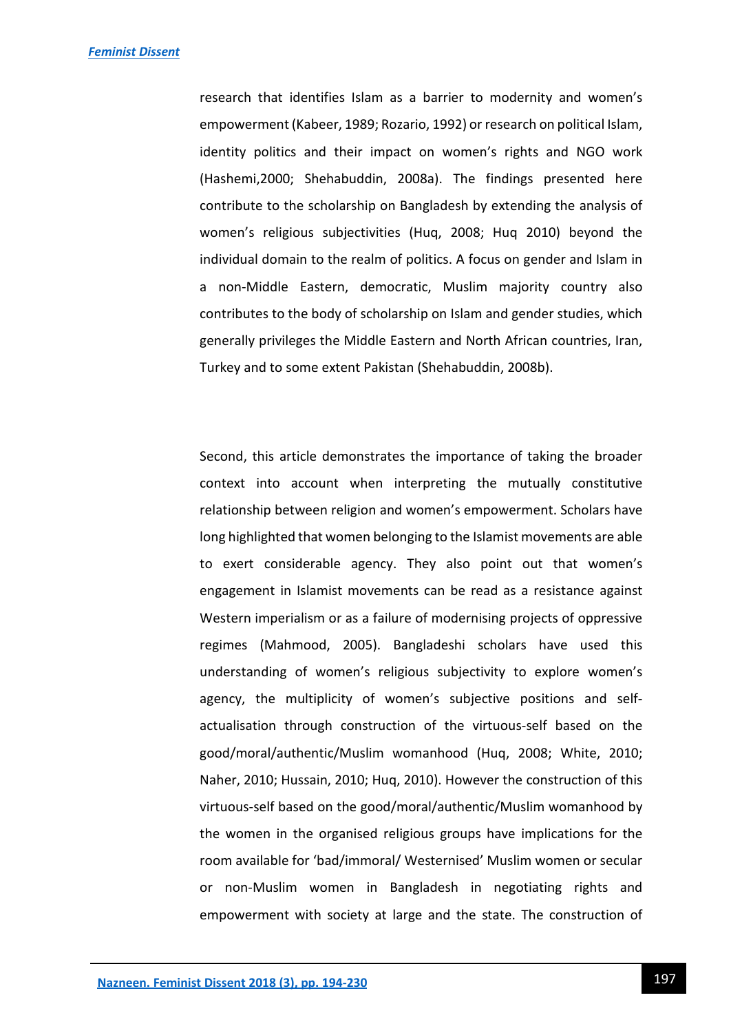research that identifies Islam as a barrier to modernity and women's empowerment (Kabeer, 1989; Rozario, 1992) or research on political Islam, identity politics and their impact on women's rights and NGO work (Hashemi,2000; Shehabuddin, 2008a). The findings presented here contribute to the scholarship on Bangladesh by extending the analysis of women's religious subjectivities (Huq, 2008; Huq 2010) beyond the individual domain to the realm of politics. A focus on gender and Islam in a non-Middle Eastern, democratic, Muslim majority country also contributes to the body of scholarship on Islam and gender studies, which generally privileges the Middle Eastern and North African countries, Iran, Turkey and to some extent Pakistan (Shehabuddin, 2008b).

Second, this article demonstrates the importance of taking the broader context into account when interpreting the mutually constitutive relationship between religion and women's empowerment. Scholars have long highlighted that women belonging to the Islamist movements are able to exert considerable agency. They also point out that women's engagement in Islamist movements can be read as a resistance against Western imperialism or as a failure of modernising projects of oppressive regimes (Mahmood, 2005). Bangladeshi scholars have used this understanding of women's religious subjectivity to explore women's agency, the multiplicity of women's subjective positions and self-actualisation through construction of the virtuous-self based on the good/moral/authentic/Muslim womanhood (Huq, 2008; White, 2010; Naher, 2010; Hussain, 2010; Huq, 2010). However the construction of this virtuous-self based on the good/moral/authentic/Muslim womanhood by the women in the organised religious groups have implications for the room available for 'bad/immoral/ Westernised' Muslim women or secular or non-Muslim women in Bangladesh in negotiating rights and empowerment with society at large and the state. The construction of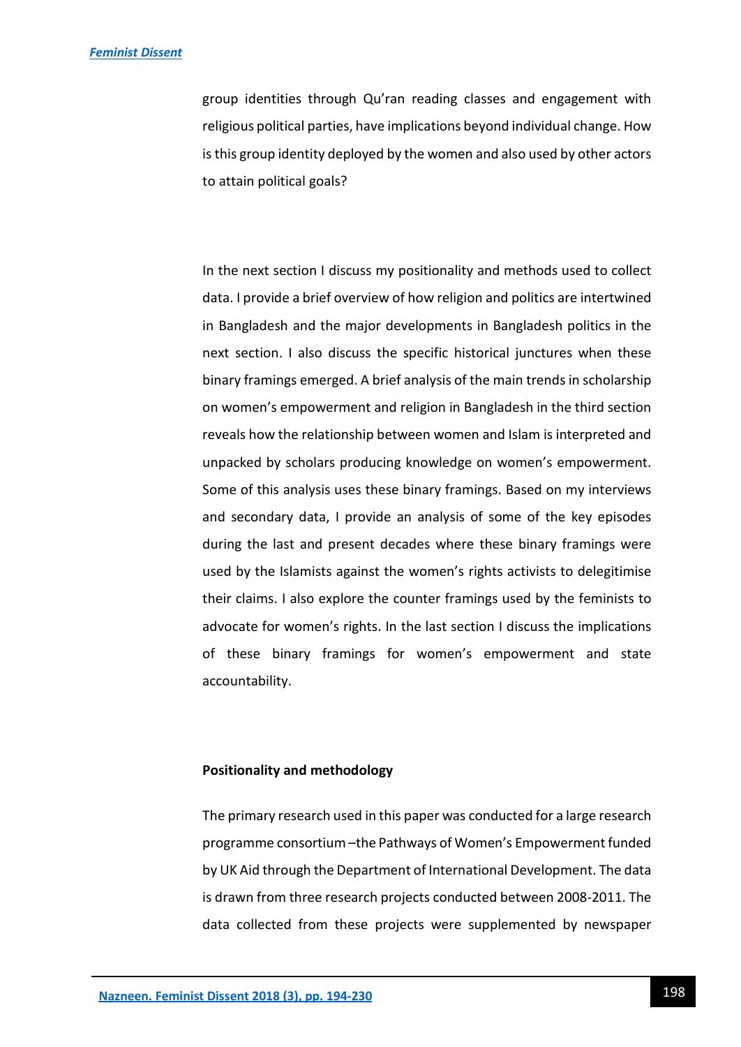group identities through Qu'ran reading classes and engagement with religious political parties, have implications beyond individual change. How is this group identity deployed by the women and also used by other actors to attain political goals?

In the next section I discuss my positionality and methods used to collect data. I provide a brief overview of how religion and politics are intertwined in Bangladesh and the major developments in Bangladesh politics in the next section. I also discuss the specific historical junctures when these binary framings emerged. A brief analysis of the main trends in scholarship on women's empowerment and religion in Bangladesh in the third section reveals how the relationship between women and Islam is interpreted and unpacked by scholars producing knowledge on women's empowerment. Some of this analysis uses these binary framings. Based on my interviews and secondary data, I provide an analysis of some of the key episodes during the last and present decades where these binary framings were used by the Islamists against the women's rights activists to delegitimise their claims. I also explore the counter framings used by the feminists to advocate for women's rights. In the last section I discuss the implications of these binary framings for women's empowerment and state accountability.

**Positionality and methodology**

The primary research used in this paper was conducted for a large research programme consortium –the Pathways of Women's Empowerment funded by UK Aid through the Department of International Development. The data is drawn from three research projects conducted between 2008-2011. The data collected from these projects were supplemented by newspaper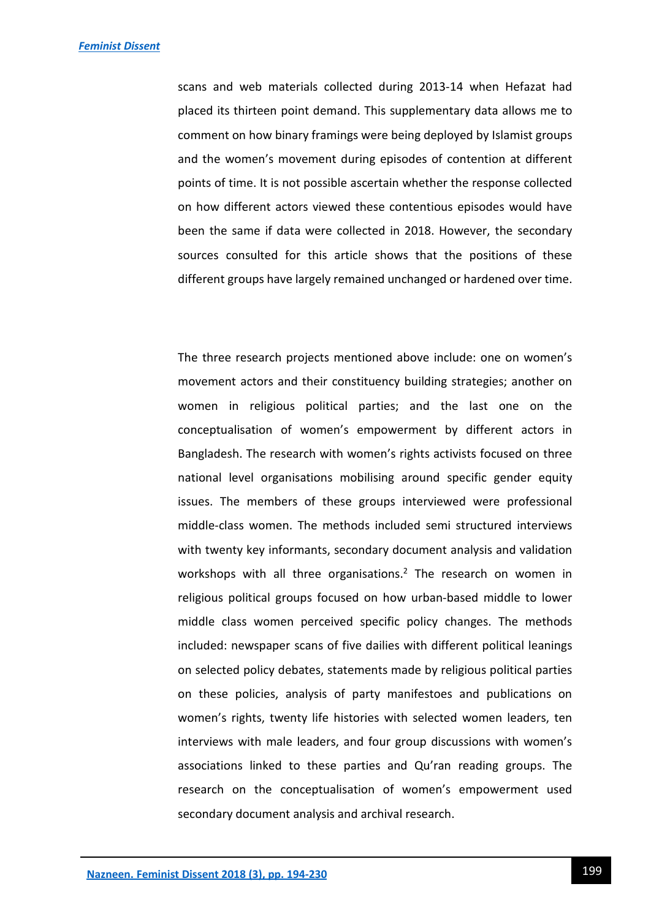scans and web materials collected during 2013-14 when Hefazat had placed its thirteen point demand. This supplementary data allows me to comment on how binary framings were being deployed by Islamist groups and the women's movement during episodes of contention at different points of time. It is not possible ascertain whether the response collected on how different actors viewed these contentious episodes would have been the same if data were collected in 2018. However, the secondary sources consulted for this article shows that the positions of these different groups have largely remained unchanged or hardened over time.

The three research projects mentioned above include: one on women's movement actors and their constituency building strategies; another on women in religious political parties; and the last one on the conceptualisation of women's empowerment by different actors in Bangladesh. The research with women's rights activists focused on three national level organisations mobilising around specific gender equity issues. The members of these groups interviewed were professional middle-class women. The methods included semi structured interviews with twenty key informants, secondary document analysis and validation workshops with all three organisations.[2] The research on women in religious political groups focused on how urban-based middle to lower middle class women perceived specific policy changes. The methods included: newspaper scans of five dailies with different political leanings on selected policy debates, statements made by religious political parties on these policies, analysis of party manifestoes and publications on women's rights, twenty life histories with selected women leaders, ten interviews with male leaders, and four group discussions with women's associations linked to these parties and Qu'ran reading groups. The research on the conceptualisation of women's empowerment used secondary document analysis and archival research.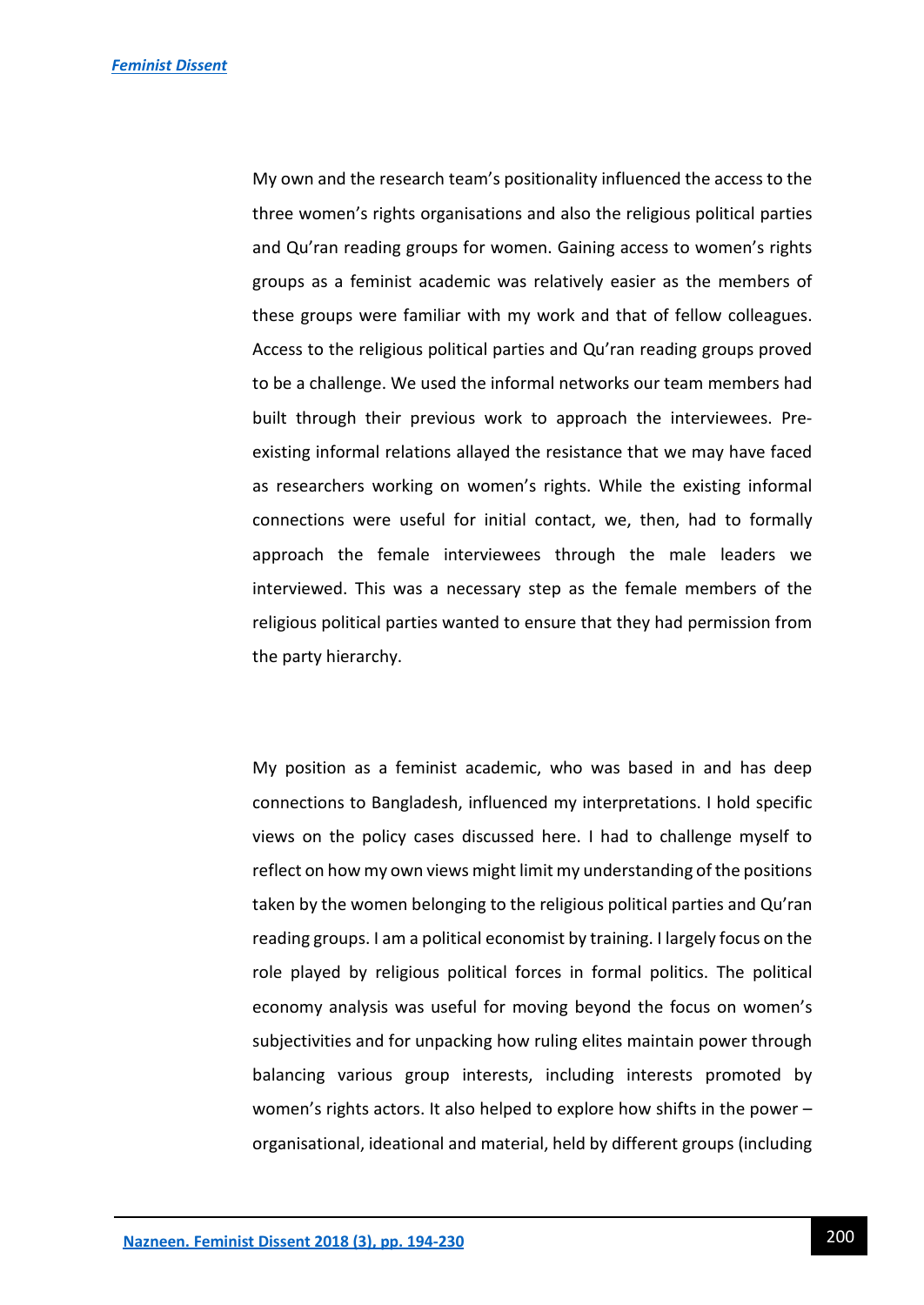My own and the research team's positionality influenced the access to the three women's rights organisations and also the religious political parties and Qu'ran reading groups for women. Gaining access to women's rights groups as a feminist academic was relatively easier as the members of these groups were familiar with my work and that of fellow colleagues. Access to the religious political parties and Qu'ran reading groups proved to be a challenge. We used the informal networks our team members had built through their previous work to approach the interviewees. Pre-existing informal relations allayed the resistance that we may have faced as researchers working on women's rights. While the existing informal connections were useful for initial contact, we, then, had to formally approach the female interviewees through the male leaders we interviewed. This was a necessary step as the female members of the religious political parties wanted to ensure that they had permission from the party hierarchy.

My position as a feminist academic, who was based in and has deep connections to Bangladesh, influenced my interpretations. I hold specific views on the policy cases discussed here. I had to challenge myself to reflect on how my own views might limit my understanding of the positions taken by the women belonging to the religious political parties and Qu'ran reading groups. I am a political economist by training. I largely focus on the role played by religious political forces in formal politics. The political economy analysis was useful for moving beyond the focus on women's subjectivities and for unpacking how ruling elites maintain power through balancing various group interests, including interests promoted by women's rights actors. It also helped to explore how shifts in the power – organisational, ideational and material, held by different groups (including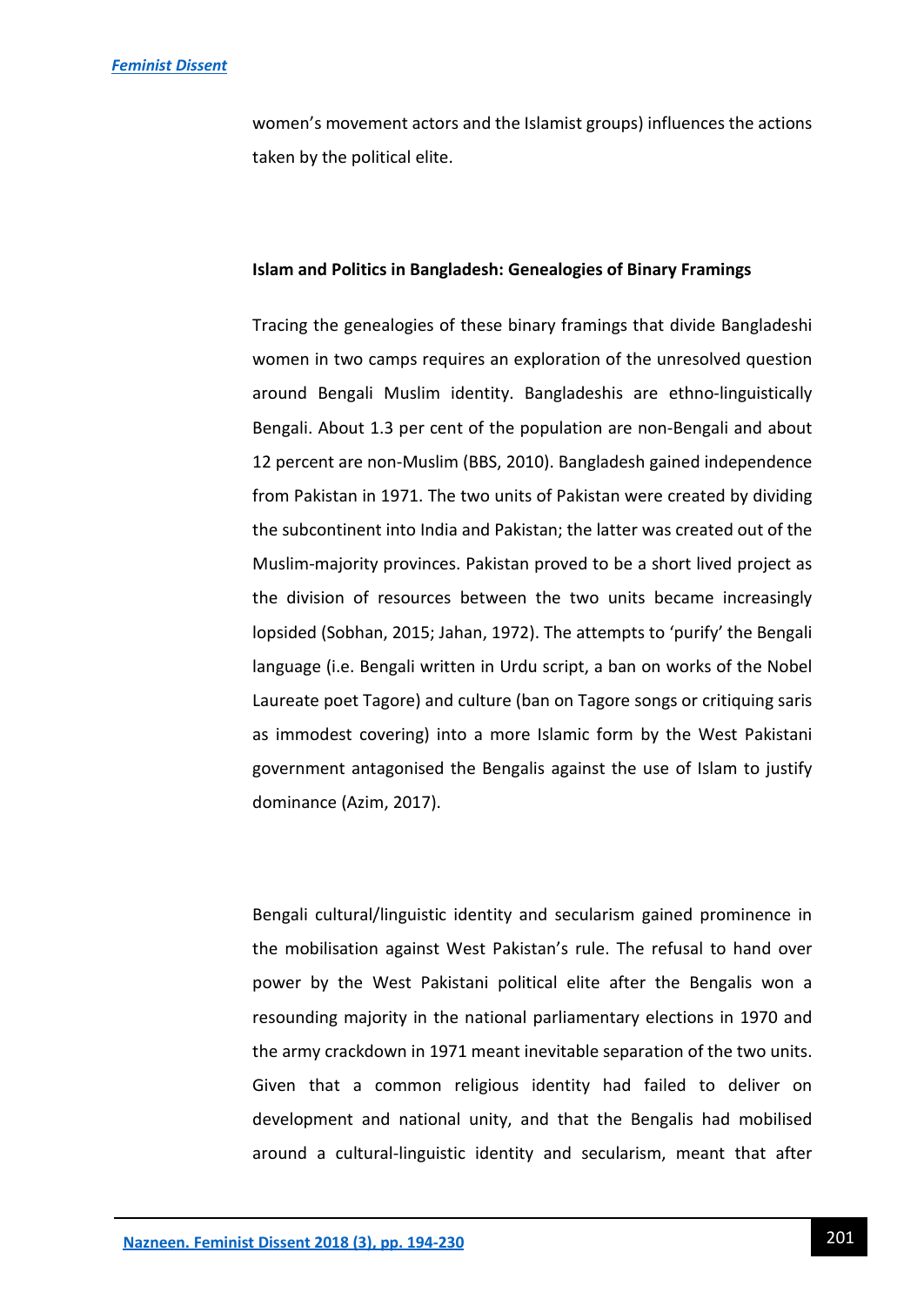women's movement actors and the Islamist groups) influences the actions taken by the political elite.

## Islam and Politics in Bangladesh: Genealogies of Binary Framings

Tracing the genealogies of these binary framings that divide Bangladeshi women in two camps requires an exploration of the unresolved question around Bengali Muslim identity. Bangladeshis are ethno-linguistically Bengali. About 1.3 per cent of the population are non-Bengali and about 12 percent are non-Muslim (BBS, 2010). Bangladesh gained independence from Pakistan in 1971. The two units of Pakistan were created by dividing the subcontinent into India and Pakistan; the latter was created out of the Muslim-majority provinces. Pakistan proved to be a short lived project as the division of resources between the two units became increasingly lopsided (Sobhan, 2015; Jahan, 1972). The attempts to 'purify' the Bengali language (i.e. Bengali written in Urdu script, a ban on works of the Nobel Laureate poet Tagore) and culture (ban on Tagore songs or critiquing saris as immodest covering) into a more Islamic form by the West Pakistani government antagonised the Bengalis against the use of Islam to justify dominance (Azim, 2017).

Bengali cultural/linguistic identity and secularism gained prominence in the mobilisation against West Pakistan's rule. The refusal to hand over power by the West Pakistani political elite after the Bengalis won a resounding majority in the national parliamentary elections in 1970 and the army crackdown in 1971 meant inevitable separation of the two units. Given that a common religious identity had failed to deliver on development and national unity, and that the Bengalis had mobilised around a cultural-linguistic identity and secularism, meant that after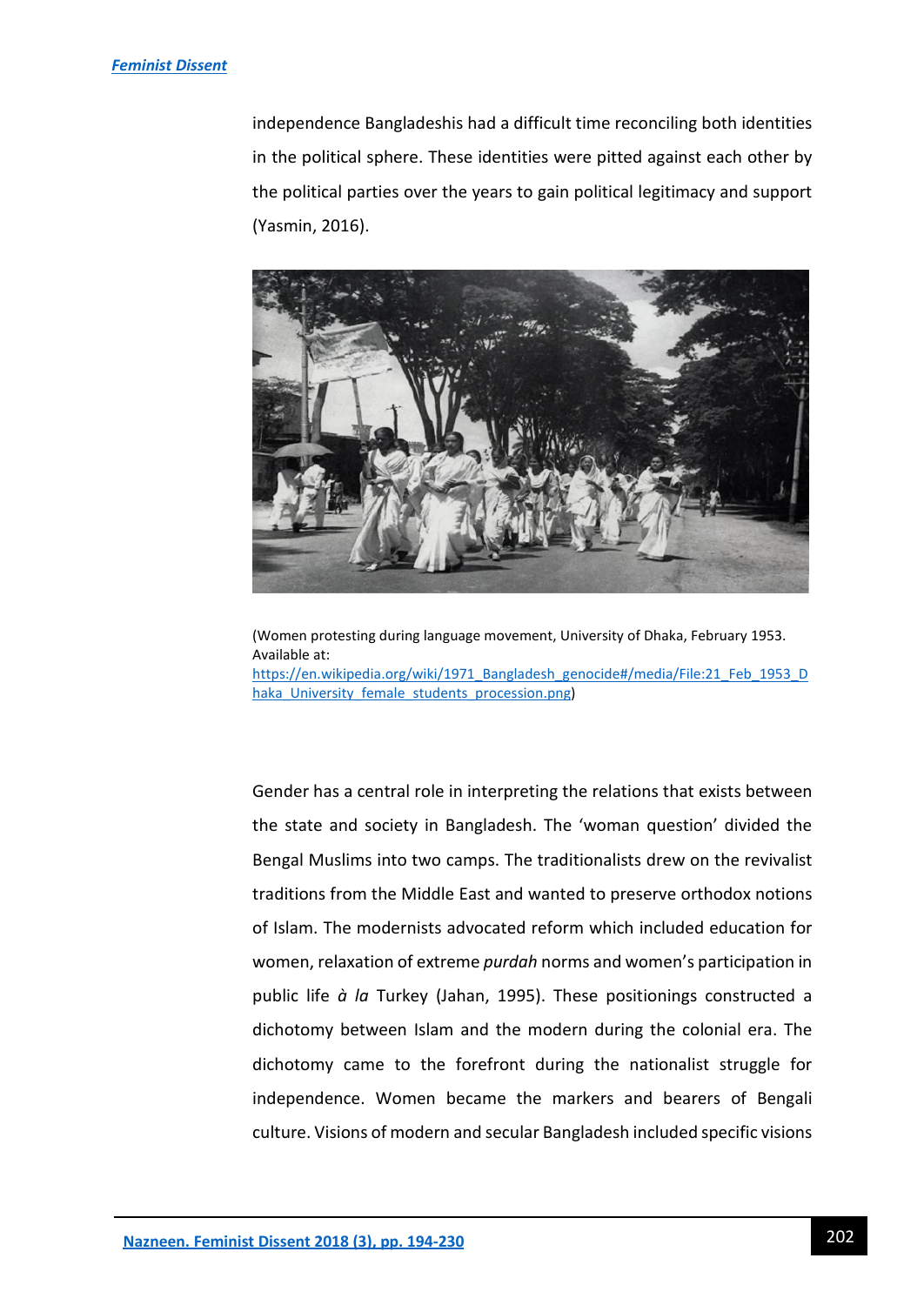independence Bangladeshis had a difficult time reconciling both identities in the political sphere. These identities were pitted against each other by the political parties over the years to gain political legitimacy and support (Yasmin, 2016).

(Women protesting during language movement, University of Dhaka, February 1953. Available at: https://en.wikipedia.org/wiki/1971_Bangladesh_genocide#/media/File:21_Feb_1953_Dhaka_University_female_students_procession.png)

Gender has a central role in interpreting the relations that exists between the state and society in Bangladesh. The 'woman question' divided the Bengal Muslims into two camps. The traditionalists drew on the revivalist traditions from the Middle East and wanted to preserve orthodox notions of Islam. The modernists advocated reform which included education for women, relaxation of extreme *purdah* norms and women's participation in public life *à la* Turkey (Jahan, 1995). These positionings constructed a dichotomy between Islam and the modern during the colonial era. The dichotomy came to the forefront during the nationalist struggle for independence. Women became the markers and bearers of Bengali culture. Visions of modern and secular Bangladesh included specific visions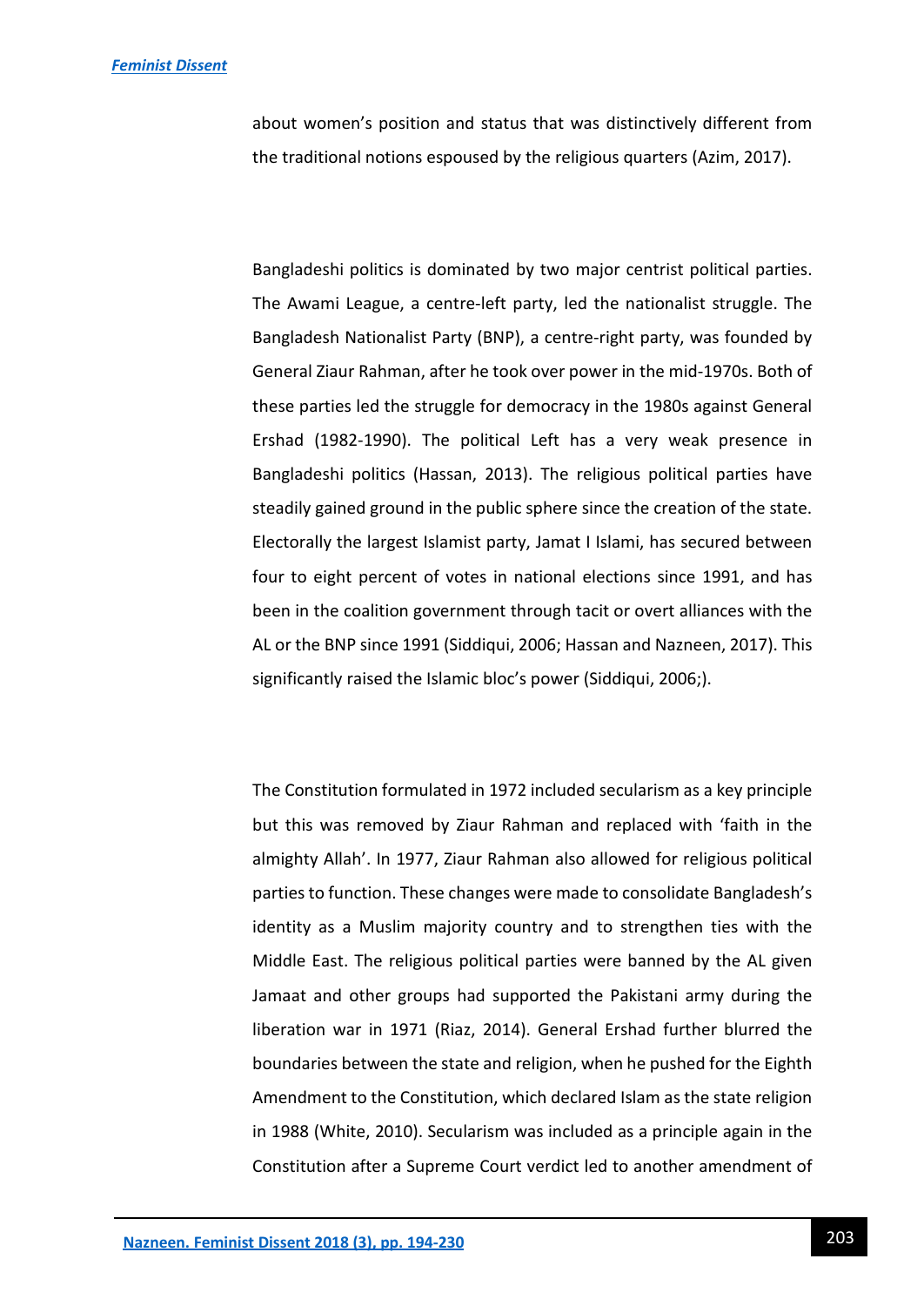about women's position and status that was distinctively different from the traditional notions espoused by the religious quarters (Azim, 2017).

Bangladeshi politics is dominated by two major centrist political parties. The Awami League, a centre-left party, led the nationalist struggle. The Bangladesh Nationalist Party (BNP), a centre-right party, was founded by General Ziaur Rahman, after he took over power in the mid-1970s. Both of these parties led the struggle for democracy in the 1980s against General Ershad (1982-1990). The political Left has a very weak presence in Bangladeshi politics (Hassan, 2013). The religious political parties have steadily gained ground in the public sphere since the creation of the state. Electorally the largest Islamist party, Jamat I Islami, has secured between four to eight percent of votes in national elections since 1991, and has been in the coalition government through tacit or overt alliances with the AL or the BNP since 1991 (Siddiqui, 2006; Hassan and Nazneen, 2017). This significantly raised the Islamic bloc's power (Siddiqui, 2006;).

The Constitution formulated in 1972 included secularism as a key principle but this was removed by Ziaur Rahman and replaced with 'faith in the almighty Allah'. In 1977, Ziaur Rahman also allowed for religious political parties to function. These changes were made to consolidate Bangladesh's identity as a Muslim majority country and to strengthen ties with the Middle East. The religious political parties were banned by the AL given Jamaat and other groups had supported the Pakistani army during the liberation war in 1971 (Riaz, 2014). General Ershad further blurred the boundaries between the state and religion, when he pushed for the Eighth Amendment to the Constitution, which declared Islam as the state religion in 1988 (White, 2010). Secularism was included as a principle again in the Constitution after a Supreme Court verdict led to another amendment of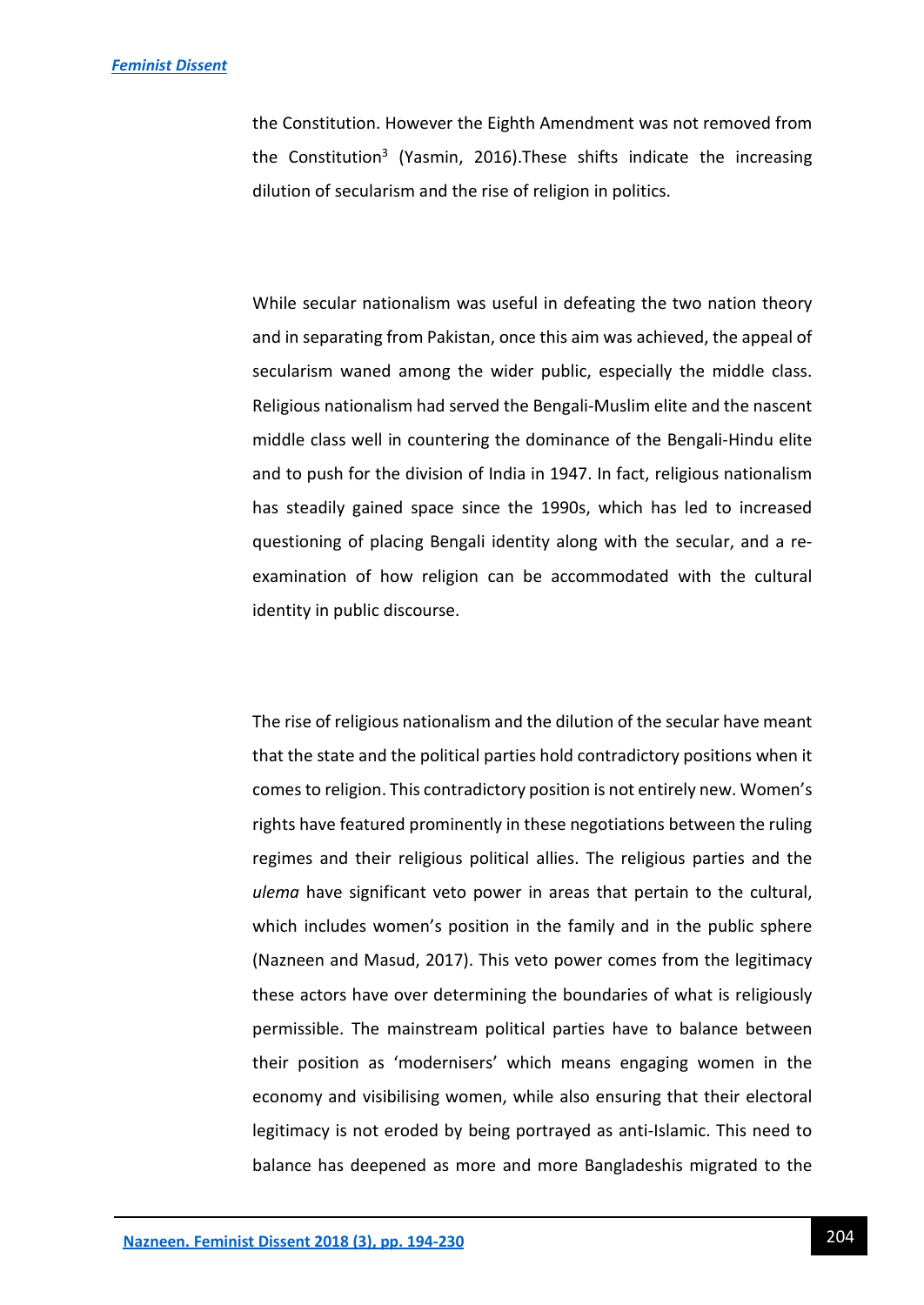the Constitution. However the Eighth Amendment was not removed from the Constitution[3] (Yasmin, 2016).These shifts indicate the increasing dilution of secularism and the rise of religion in politics.

While secular nationalism was useful in defeating the two nation theory and in separating from Pakistan, once this aim was achieved, the appeal of secularism waned among the wider public, especially the middle class. Religious nationalism had served the Bengali-Muslim elite and the nascent middle class well in countering the dominance of the Bengali-Hindu elite and to push for the division of India in 1947. In fact, religious nationalism has steadily gained space since the 1990s, which has led to increased questioning of placing Bengali identity along with the secular, and a re-examination of how religion can be accommodated with the cultural identity in public discourse.

The rise of religious nationalism and the dilution of the secular have meant that the state and the political parties hold contradictory positions when it comes to religion. This contradictory position is not entirely new. Women's rights have featured prominently in these negotiations between the ruling regimes and their religious political allies. The religious parties and the *ulema* have significant veto power in areas that pertain to the cultural, which includes women's position in the family and in the public sphere (Nazneen and Masud, 2017). This veto power comes from the legitimacy these actors have over determining the boundaries of what is religiously permissible. The mainstream political parties have to balance between their position as 'modernisers' which means engaging women in the economy and visibilising women, while also ensuring that their electoral legitimacy is not eroded by being portrayed as anti-Islamic. This need to balance has deepened as more and more Bangladeshis migrated to the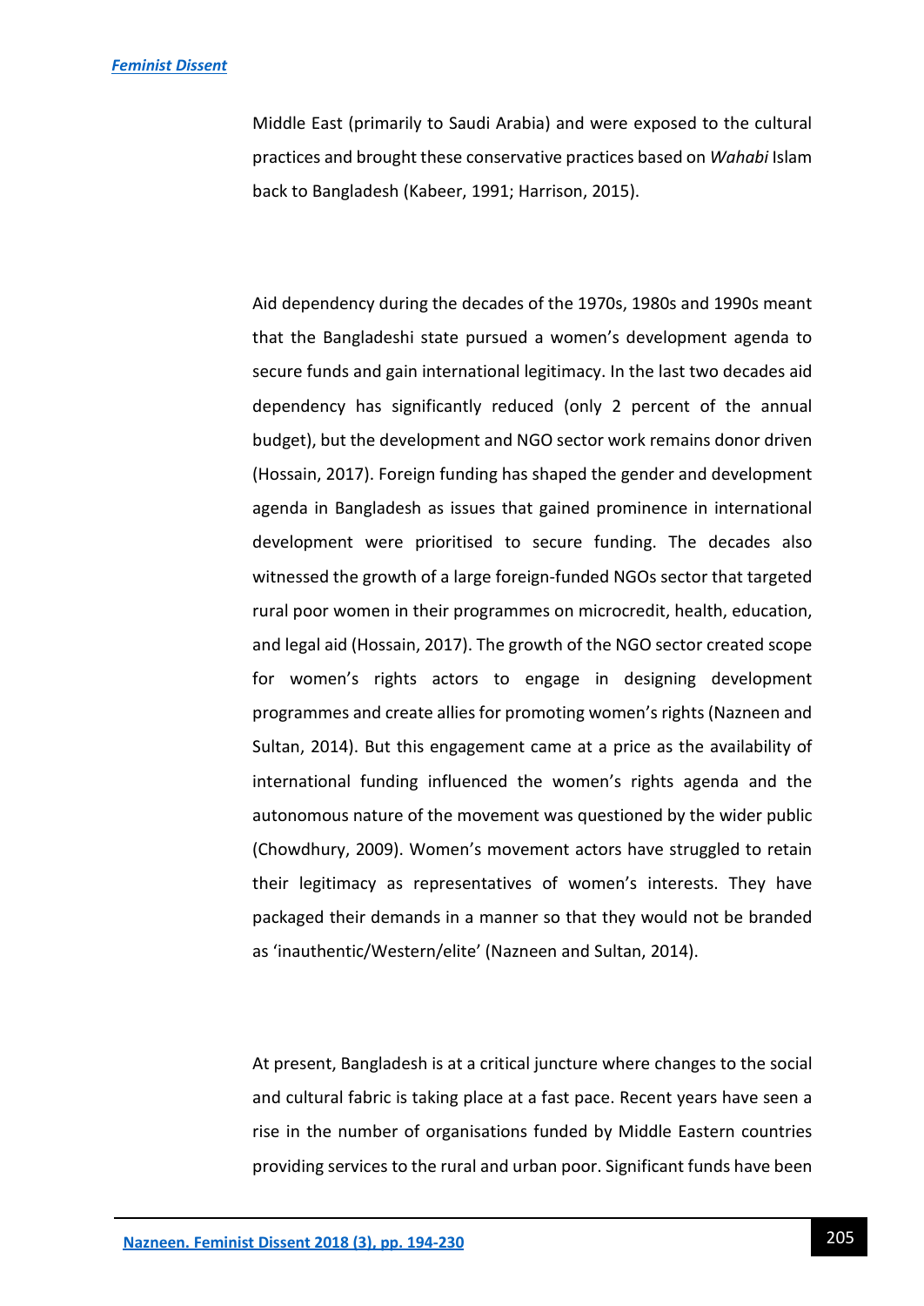Middle East (primarily to Saudi Arabia) and were exposed to the cultural practices and brought these conservative practices based on *Wahabi* Islam back to Bangladesh (Kabeer, 1991; Harrison, 2015).

Aid dependency during the decades of the 1970s, 1980s and 1990s meant that the Bangladeshi state pursued a women's development agenda to secure funds and gain international legitimacy. In the last two decades aid dependency has significantly reduced (only 2 percent of the annual budget), but the development and NGO sector work remains donor driven (Hossain, 2017). Foreign funding has shaped the gender and development agenda in Bangladesh as issues that gained prominence in international development were prioritised to secure funding. The decades also witnessed the growth of a large foreign-funded NGOs sector that targeted rural poor women in their programmes on microcredit, health, education, and legal aid (Hossain, 2017). The growth of the NGO sector created scope for women's rights actors to engage in designing development programmes and create allies for promoting women's rights (Nazneen and Sultan, 2014). But this engagement came at a price as the availability of international funding influenced the women's rights agenda and the autonomous nature of the movement was questioned by the wider public (Chowdhury, 2009). Women's movement actors have struggled to retain their legitimacy as representatives of women's interests. They have packaged their demands in a manner so that they would not be branded as 'inauthentic/Western/elite' (Nazneen and Sultan, 2014).

At present, Bangladesh is at a critical juncture where changes to the social and cultural fabric is taking place at a fast pace. Recent years have seen a rise in the number of organisations funded by Middle Eastern countries providing services to the rural and urban poor. Significant funds have been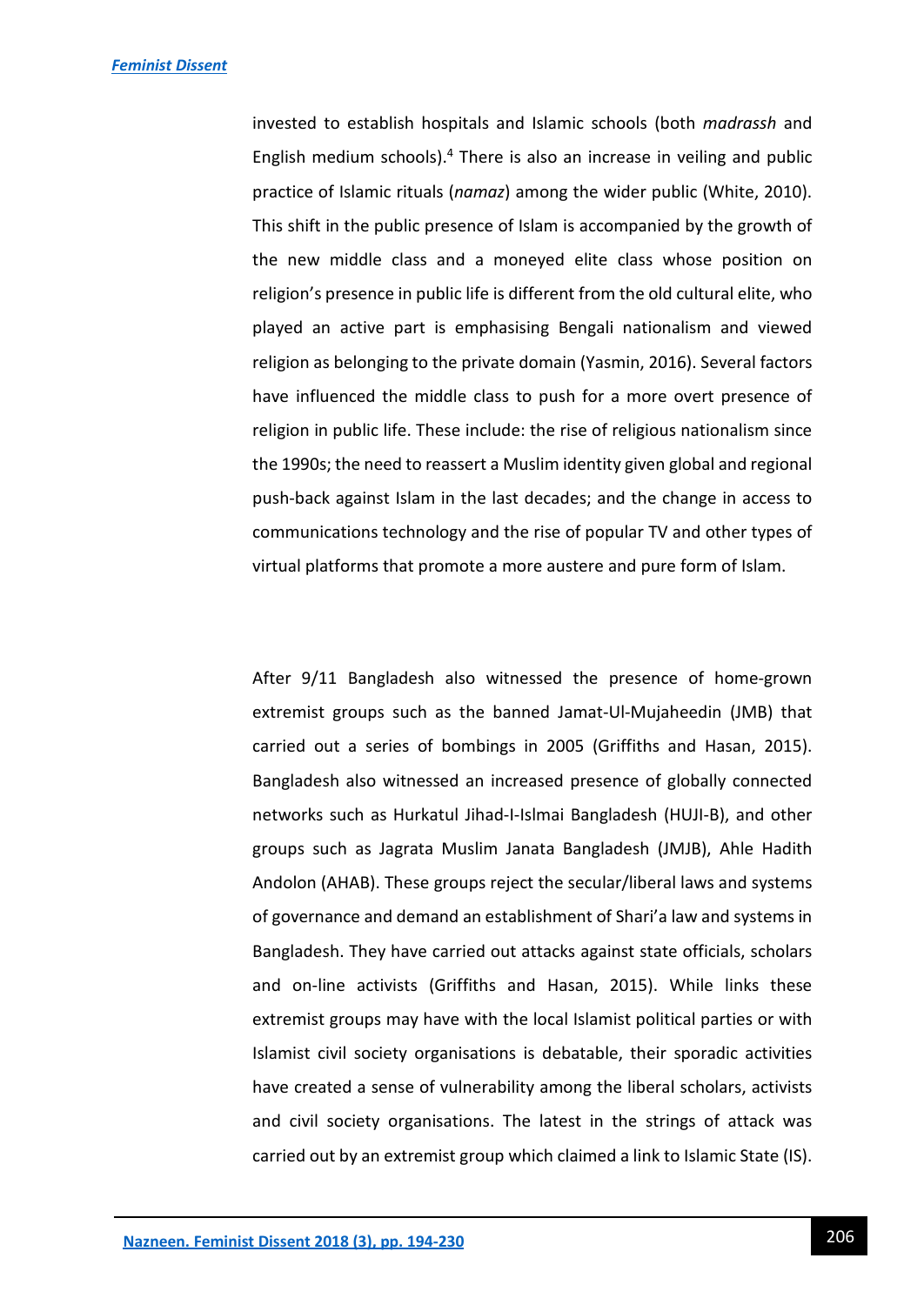invested to establish hospitals and Islamic schools (both *madrassh* and English medium schools).[4] There is also an increase in veiling and public practice of Islamic rituals (*namaz*) among the wider public (White, 2010). This shift in the public presence of Islam is accompanied by the growth of the new middle class and a moneyed elite class whose position on religion's presence in public life is different from the old cultural elite, who played an active part is emphasising Bengali nationalism and viewed religion as belonging to the private domain (Yasmin, 2016). Several factors have influenced the middle class to push for a more overt presence of religion in public life. These include: the rise of religious nationalism since the 1990s; the need to reassert a Muslim identity given global and regional push-back against Islam in the last decades; and the change in access to communications technology and the rise of popular TV and other types of virtual platforms that promote a more austere and pure form of Islam.

After 9/11 Bangladesh also witnessed the presence of home-grown extremist groups such as the banned Jamat-Ul-Mujaheedin (JMB) that carried out a series of bombings in 2005 (Griffiths and Hasan, 2015). Bangladesh also witnessed an increased presence of globally connected networks such as Hurkatul Jihad-I-Islmai Bangladesh (HUJI-B), and other groups such as Jagrata Muslim Janata Bangladesh (JMJB), Ahle Hadith Andolon (AHAB). These groups reject the secular/liberal laws and systems of governance and demand an establishment of Shari'a law and systems in Bangladesh. They have carried out attacks against state officials, scholars and on-line activists (Griffiths and Hasan, 2015). While links these extremist groups may have with the local Islamist political parties or with Islamist civil society organisations is debatable, their sporadic activities have created a sense of vulnerability among the liberal scholars, activists and civil society organisations. The latest in the strings of attack was carried out by an extremist group which claimed a link to Islamic State (IS).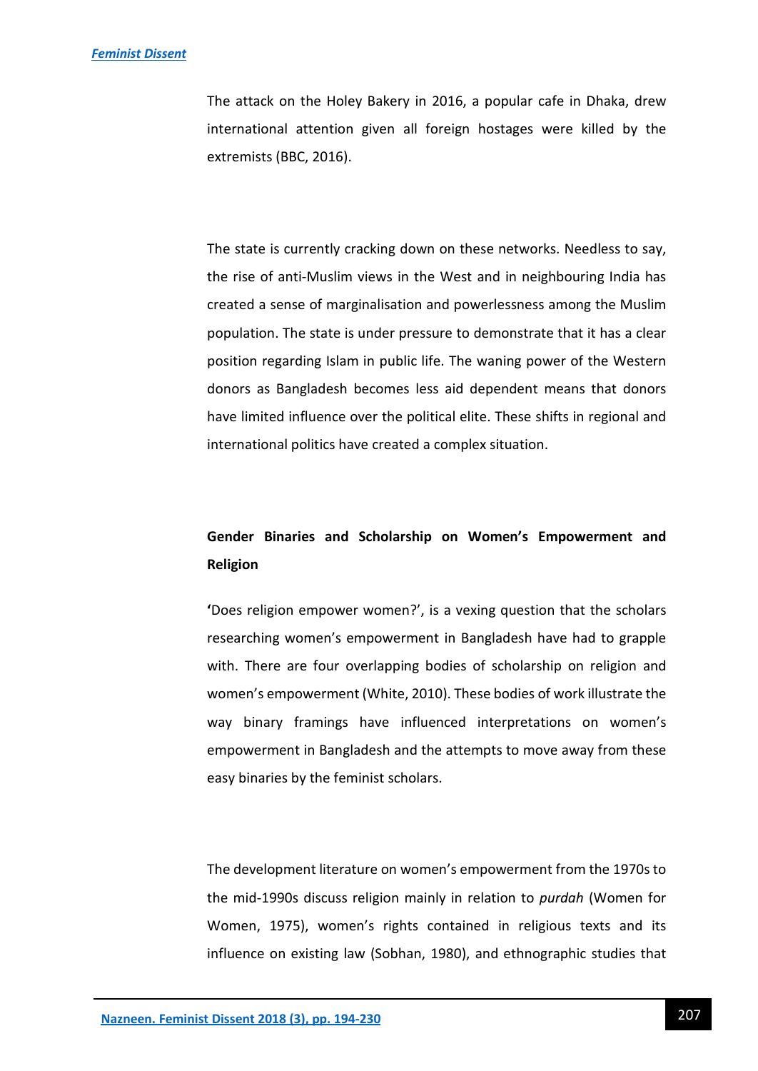The attack on the Holey Bakery in 2016, a popular cafe in Dhaka, drew international attention given all foreign hostages were killed by the extremists (BBC, 2016).

The state is currently cracking down on these networks. Needless to say, the rise of anti-Muslim views in the West and in neighbouring India has created a sense of marginalisation and powerlessness among the Muslim population. The state is under pressure to demonstrate that it has a clear position regarding Islam in public life. The waning power of the Western donors as Bangladesh becomes less aid dependent means that donors have limited influence over the political elite. These shifts in regional and international politics have created a complex situation.

## Gender Binaries and Scholarship on Women's Empowerment and Religion

**'**Does religion empower women?', is a vexing question that the scholars researching women's empowerment in Bangladesh have had to grapple with. There are four overlapping bodies of scholarship on religion and women's empowerment (White, 2010). These bodies of work illustrate the way binary framings have influenced interpretations on women's empowerment in Bangladesh and the attempts to move away from these easy binaries by the feminist scholars.

The development literature on women's empowerment from the 1970s to the mid-1990s discuss religion mainly in relation to *purdah* (Women for Women, 1975), women's rights contained in religious texts and its influence on existing law (Sobhan, 1980), and ethnographic studies that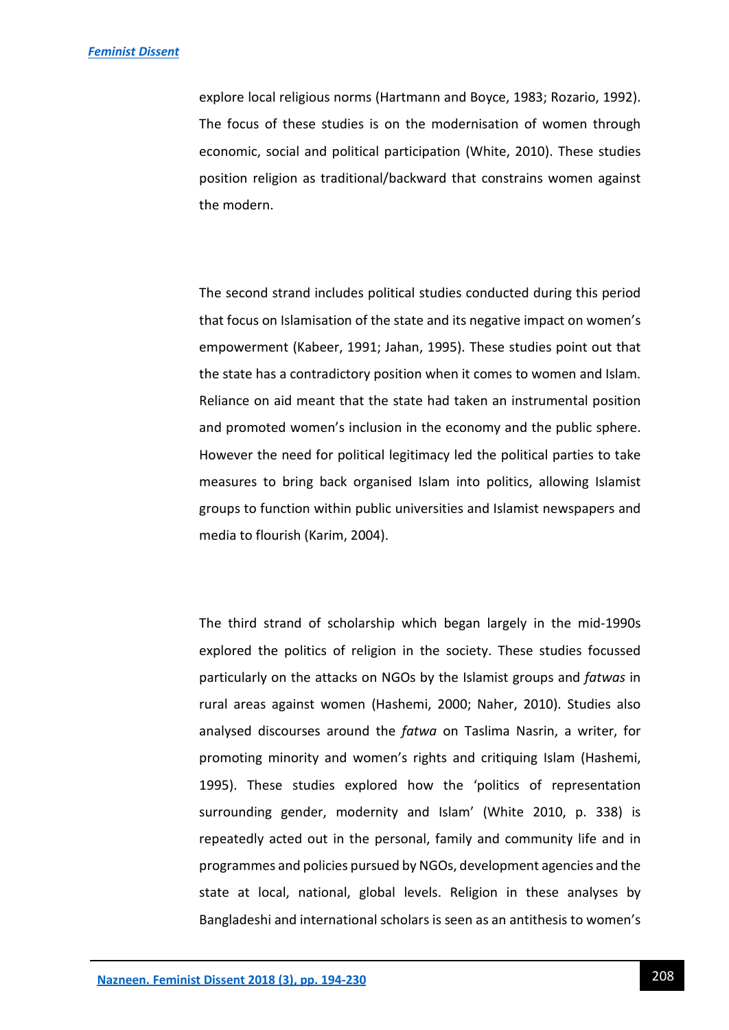explore local religious norms (Hartmann and Boyce, 1983; Rozario, 1992). The focus of these studies is on the modernisation of women through economic, social and political participation (White, 2010). These studies position religion as traditional/backward that constrains women against the modern.

The second strand includes political studies conducted during this period that focus on Islamisation of the state and its negative impact on women's empowerment (Kabeer, 1991; Jahan, 1995). These studies point out that the state has a contradictory position when it comes to women and Islam. Reliance on aid meant that the state had taken an instrumental position and promoted women's inclusion in the economy and the public sphere. However the need for political legitimacy led the political parties to take measures to bring back organised Islam into politics, allowing Islamist groups to function within public universities and Islamist newspapers and media to flourish (Karim, 2004).

The third strand of scholarship which began largely in the mid-1990s explored the politics of religion in the society. These studies focussed particularly on the attacks on NGOs by the Islamist groups and *fatwas* in rural areas against women (Hashemi, 2000; Naher, 2010). Studies also analysed discourses around the *fatwa* on Taslima Nasrin, a writer, for promoting minority and women's rights and critiquing Islam (Hashemi, 1995). These studies explored how the 'politics of representation surrounding gender, modernity and Islam' (White 2010, p. 338) is repeatedly acted out in the personal, family and community life and in programmes and policies pursued by NGOs, development agencies and the state at local, national, global levels. Religion in these analyses by Bangladeshi and international scholars is seen as an antithesis to women's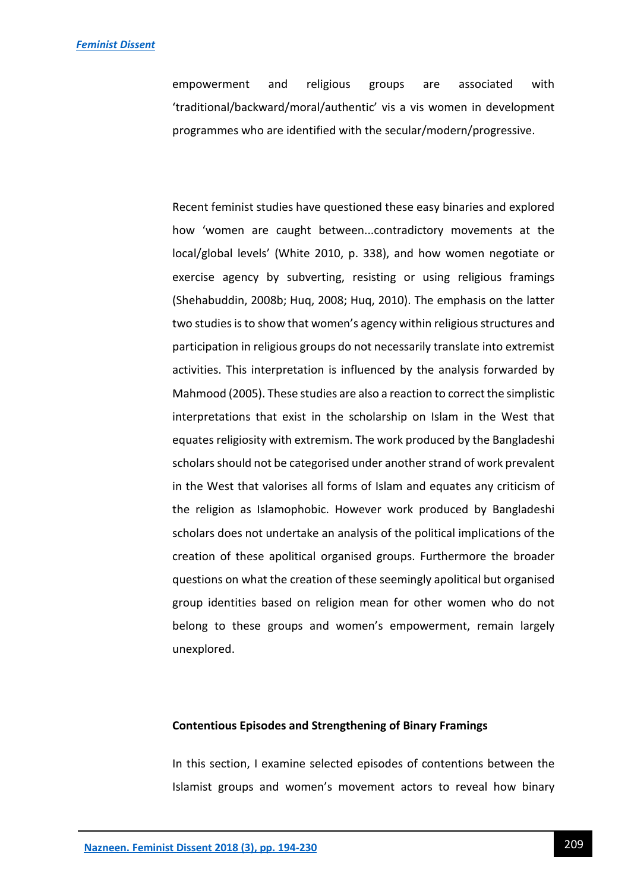empowerment and religious groups are associated with 'traditional/backward/moral/authentic' vis a vis women in development programmes who are identified with the secular/modern/progressive.

Recent feminist studies have questioned these easy binaries and explored how 'women are caught between...contradictory movements at the local/global levels' (White 2010, p. 338), and how women negotiate or exercise agency by subverting, resisting or using religious framings (Shehabuddin, 2008b; Huq, 2008; Huq, 2010). The emphasis on the latter two studies is to show that women's agency within religious structures and participation in religious groups do not necessarily translate into extremist activities. This interpretation is influenced by the analysis forwarded by Mahmood (2005). These studies are also a reaction to correct the simplistic interpretations that exist in the scholarship on Islam in the West that equates religiosity with extremism. The work produced by the Bangladeshi scholars should not be categorised under another strand of work prevalent in the West that valorises all forms of Islam and equates any criticism of the religion as Islamophobic. However work produced by Bangladeshi scholars does not undertake an analysis of the political implications of the creation of these apolitical organised groups. Furthermore the broader questions on what the creation of these seemingly apolitical but organised group identities based on religion mean for other women who do not belong to these groups and women's empowerment, remain largely unexplored.

### Contentious Episodes and Strengthening of Binary Framings

In this section, I examine selected episodes of contentions between the Islamist groups and women's movement actors to reveal how binary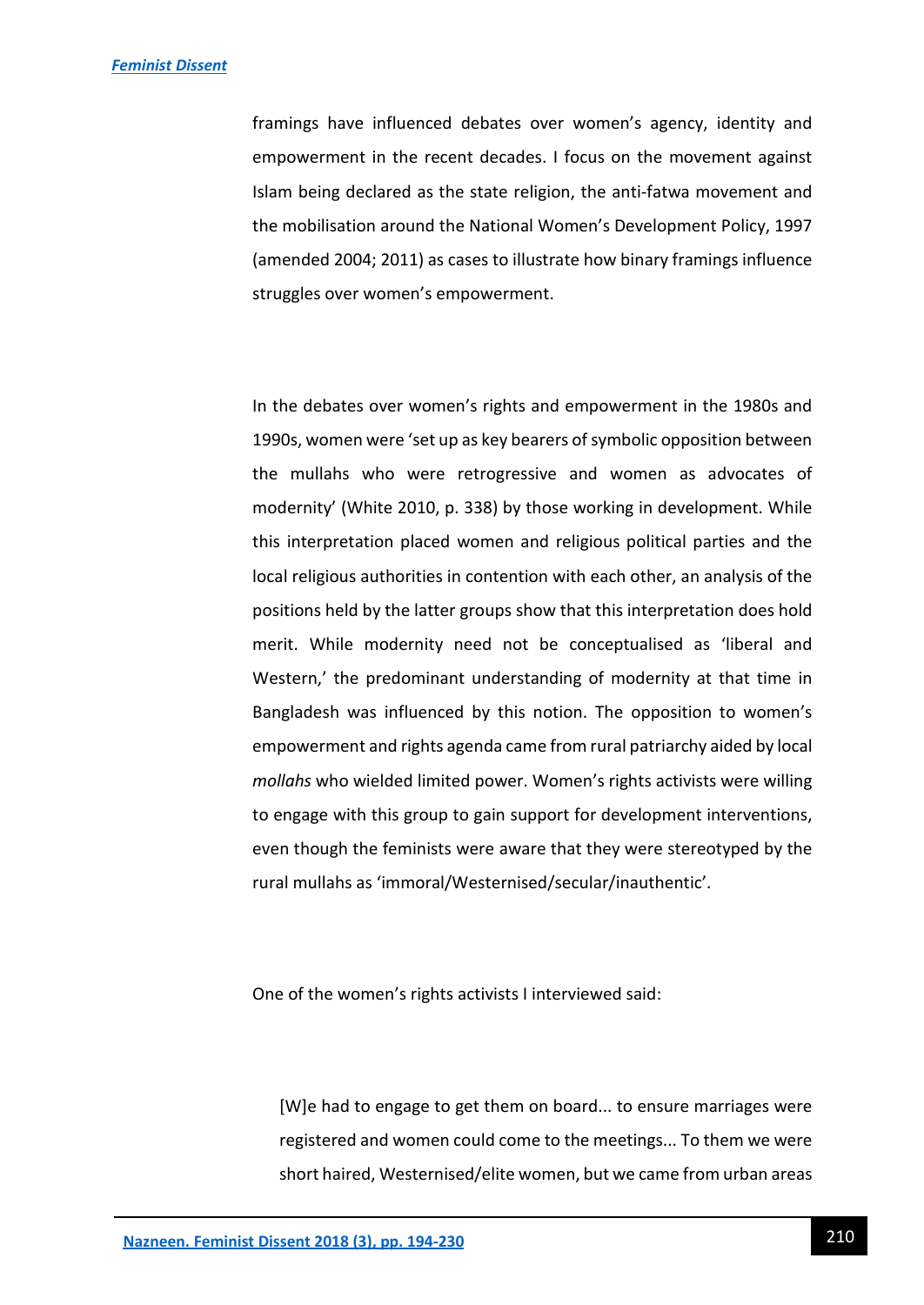framings have influenced debates over women's agency, identity and empowerment in the recent decades. I focus on the movement against Islam being declared as the state religion, the anti-fatwa movement and the mobilisation around the National Women's Development Policy, 1997 (amended 2004; 2011) as cases to illustrate how binary framings influence struggles over women's empowerment.

In the debates over women's rights and empowerment in the 1980s and 1990s, women were 'set up as key bearers of symbolic opposition between the mullahs who were retrogressive and women as advocates of modernity' (White 2010, p. 338) by those working in development. While this interpretation placed women and religious political parties and the local religious authorities in contention with each other, an analysis of the positions held by the latter groups show that this interpretation does hold merit. While modernity need not be conceptualised as 'liberal and Western,' the predominant understanding of modernity at that time in Bangladesh was influenced by this notion. The opposition to women's empowerment and rights agenda came from rural patriarchy aided by local *mollahs* who wielded limited power. Women's rights activists were willing to engage with this group to gain support for development interventions, even though the feminists were aware that they were stereotyped by the rural mullahs as 'immoral/Westernised/secular/inauthentic'.

One of the women's rights activists I interviewed said:

> [W]e had to engage to get them on board... to ensure marriages were registered and women could come to the meetings... To them we were short haired, Westernised/elite women, but we came from urban areas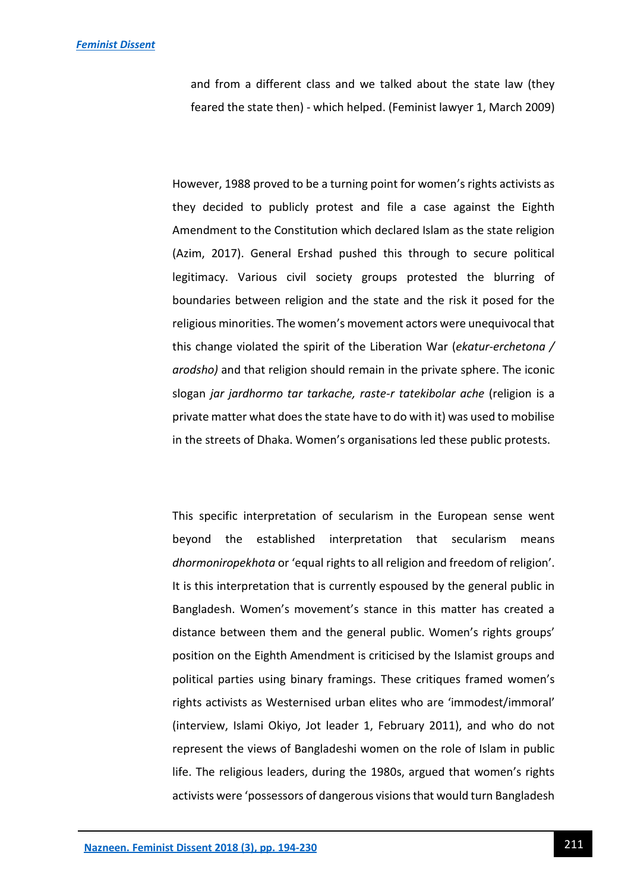> and from a different class and we talked about the state law (they feared the state then) - which helped. (Feminist lawyer 1, March 2009)

However, 1988 proved to be a turning point for women's rights activists as they decided to publicly protest and file a case against the Eighth Amendment to the Constitution which declared Islam as the state religion (Azim, 2017). General Ershad pushed this through to secure political legitimacy. Various civil society groups protested the blurring of boundaries between religion and the state and the risk it posed for the religious minorities. The women's movement actors were unequivocal that this change violated the spirit of the Liberation War (*ekatur-erchetona / arodsho)* and that religion should remain in the private sphere. The iconic slogan *jar jardhormo tar tarkache, raste-r tatekibolar ache* (religion is a private matter what does the state have to do with it) was used to mobilise in the streets of Dhaka. Women's organisations led these public protests.

This specific interpretation of secularism in the European sense went beyond the established interpretation that secularism means *dhormoniropekhota* or 'equal rights to all religion and freedom of religion'. It is this interpretation that is currently espoused by the general public in Bangladesh. Women's movement's stance in this matter has created a distance between them and the general public. Women's rights groups' position on the Eighth Amendment is criticised by the Islamist groups and political parties using binary framings. These critiques framed women's rights activists as Westernised urban elites who are 'immodest/immoral' (interview, Islami Okiyo, Jot leader 1, February 2011), and who do not represent the views of Bangladeshi women on the role of Islam in public life. The religious leaders, during the 1980s, argued that women's rights activists were 'possessors of dangerous visions that would turn Bangladesh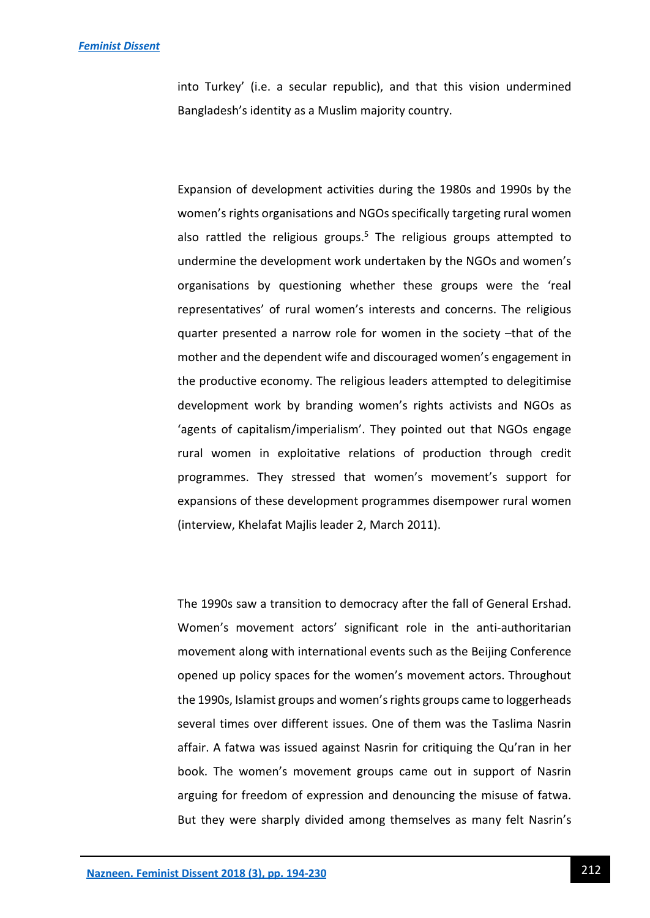into Turkey' (i.e. a secular republic), and that this vision undermined Bangladesh's identity as a Muslim majority country.

Expansion of development activities during the 1980s and 1990s by the women's rights organisations and NGOs specifically targeting rural women also rattled the religious groups.[5] The religious groups attempted to undermine the development work undertaken by the NGOs and women's organisations by questioning whether these groups were the 'real representatives' of rural women's interests and concerns. The religious quarter presented a narrow role for women in the society –that of the mother and the dependent wife and discouraged women's engagement in the productive economy. The religious leaders attempted to delegitimise development work by branding women's rights activists and NGOs as 'agents of capitalism/imperialism'. They pointed out that NGOs engage rural women in exploitative relations of production through credit programmes. They stressed that women's movement's support for expansions of these development programmes disempower rural women (interview, Khelafat Majlis leader 2, March 2011).

The 1990s saw a transition to democracy after the fall of General Ershad. Women's movement actors' significant role in the anti-authoritarian movement along with international events such as the Beijing Conference opened up policy spaces for the women's movement actors. Throughout the 1990s, Islamist groups and women's rights groups came to loggerheads several times over different issues. One of them was the Taslima Nasrin affair. A fatwa was issued against Nasrin for critiquing the Qu'ran in her book. The women's movement groups came out in support of Nasrin arguing for freedom of expression and denouncing the misuse of fatwa. But they were sharply divided among themselves as many felt Nasrin's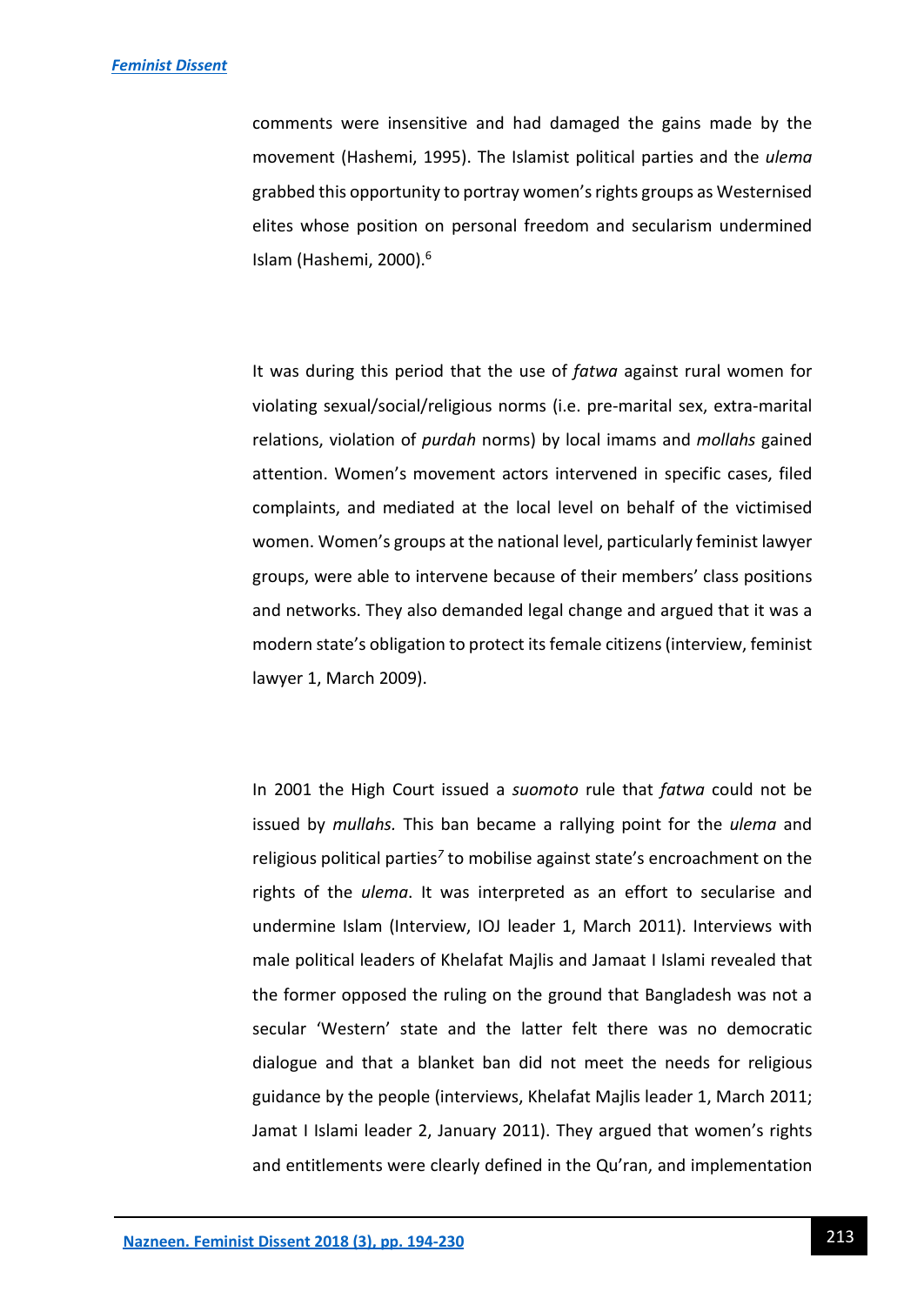comments were insensitive and had damaged the gains made by the movement (Hashemi, 1995). The Islamist political parties and the *ulema* grabbed this opportunity to portray women's rights groups as Westernised elites whose position on personal freedom and secularism undermined Islam (Hashemi, 2000).[6]

It was during this period that the use of *fatwa* against rural women for violating sexual/social/religious norms (i.e. pre-marital sex, extra-marital relations, violation of *purdah* norms) by local imams and *mollahs* gained attention. Women's movement actors intervened in specific cases, filed complaints, and mediated at the local level on behalf of the victimised women. Women's groups at the national level, particularly feminist lawyer groups, were able to intervene because of their members' class positions and networks. They also demanded legal change and argued that it was a modern state's obligation to protect its female citizens (interview, feminist lawyer 1, March 2009).

In 2001 the High Court issued a *suomoto* rule that *fatwa* could not be issued by *mullahs.* This ban became a rallying point for the *ulema* and religious political parties[7] to mobilise against state's encroachment on the rights of the *ulema*. It was interpreted as an effort to secularise and undermine Islam (Interview, IOJ leader 1, March 2011). Interviews with male political leaders of Khelafat Majlis and Jamaat I Islami revealed that the former opposed the ruling on the ground that Bangladesh was not a secular 'Western' state and the latter felt there was no democratic dialogue and that a blanket ban did not meet the needs for religious guidance by the people (interviews, Khelafat Majlis leader 1, March 2011; Jamat I Islami leader 2, January 2011). They argued that women's rights and entitlements were clearly defined in the Qu'ran, and implementation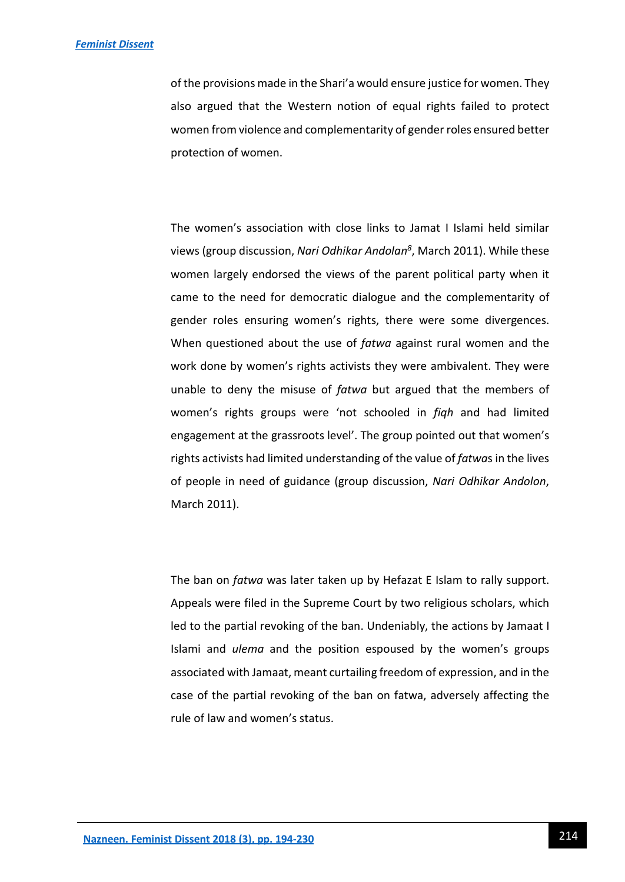of the provisions made in the Shari'a would ensure justice for women. They also argued that the Western notion of equal rights failed to protect women from violence and complementarity of gender roles ensured better protection of women.

The women's association with close links to Jamat I Islami held similar views (group discussion, *Nari Odhikar Andolan*[8], March 2011). While these women largely endorsed the views of the parent political party when it came to the need for democratic dialogue and the complementarity of gender roles ensuring women's rights, there were some divergences. When questioned about the use of *fatwa* against rural women and the work done by women's rights activists they were ambivalent. They were unable to deny the misuse of *fatwa* but argued that the members of women's rights groups were 'not schooled in *fiqh* and had limited engagement at the grassroots level'. The group pointed out that women's rights activists had limited understanding of the value of *fatwa*s in the lives of people in need of guidance (group discussion, *Nari Odhikar Andolon*, March 2011).

The ban on *fatwa* was later taken up by Hefazat E Islam to rally support. Appeals were filed in the Supreme Court by two religious scholars, which led to the partial revoking of the ban. Undeniably, the actions by Jamaat I Islami and *ulema* and the position espoused by the women's groups associated with Jamaat, meant curtailing freedom of expression, and in the case of the partial revoking of the ban on fatwa, adversely affecting the rule of law and women's status.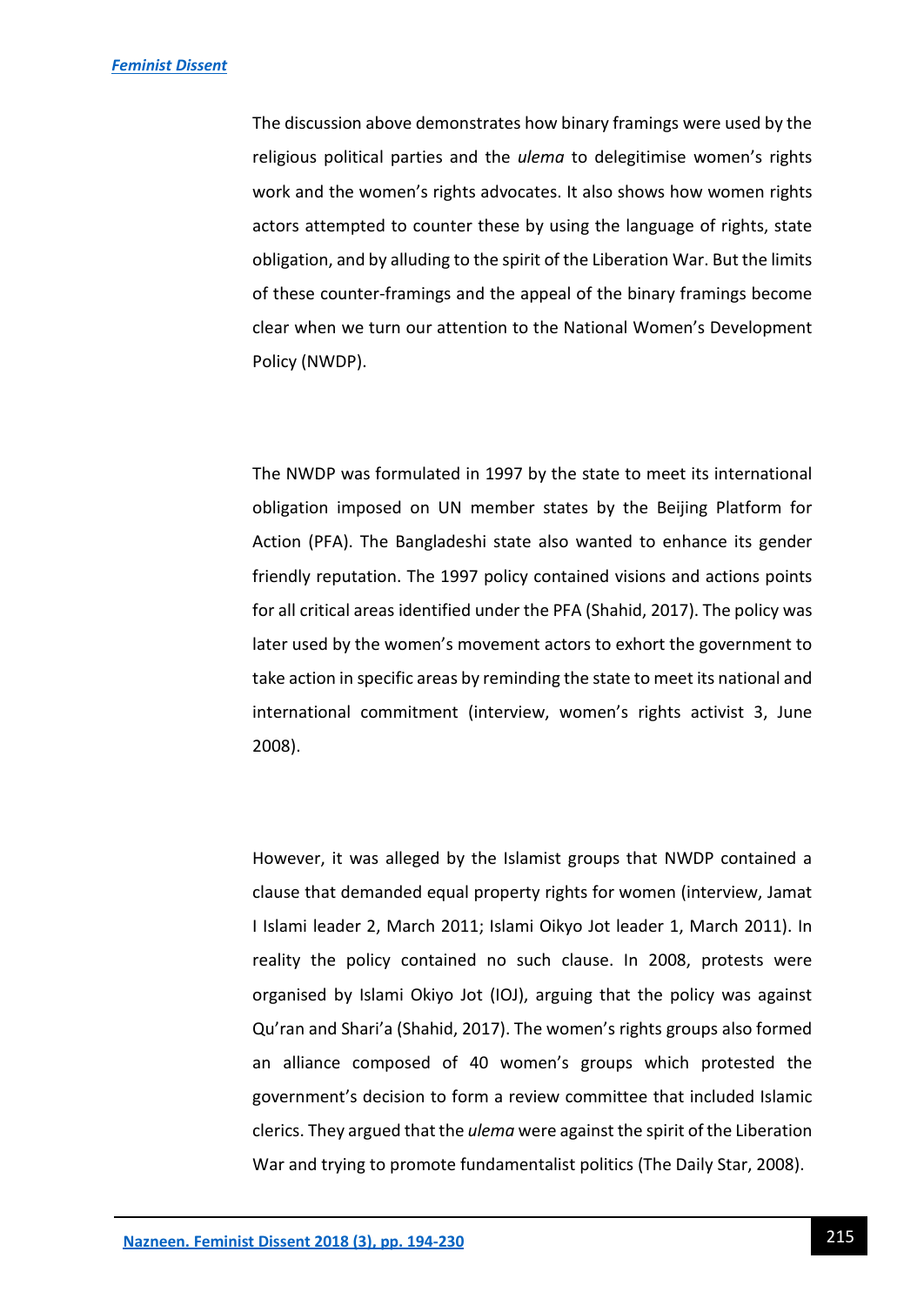The discussion above demonstrates how binary framings were used by the religious political parties and the *ulema* to delegitimise women's rights work and the women's rights advocates. It also shows how women rights actors attempted to counter these by using the language of rights, state obligation, and by alluding to the spirit of the Liberation War. But the limits of these counter-framings and the appeal of the binary framings become clear when we turn our attention to the National Women's Development Policy (NWDP).

The NWDP was formulated in 1997 by the state to meet its international obligation imposed on UN member states by the Beijing Platform for Action (PFA). The Bangladeshi state also wanted to enhance its gender friendly reputation. The 1997 policy contained visions and actions points for all critical areas identified under the PFA (Shahid, 2017). The policy was later used by the women's movement actors to exhort the government to take action in specific areas by reminding the state to meet its national and international commitment (interview, women's rights activist 3, June 2008).

However, it was alleged by the Islamist groups that NWDP contained a clause that demanded equal property rights for women (interview, Jamat I Islami leader 2, March 2011; Islami Oikyo Jot leader 1, March 2011). In reality the policy contained no such clause. In 2008, protests were organised by Islami Okiyo Jot (IOJ), arguing that the policy was against Qu'ran and Shari'a (Shahid, 2017). The women's rights groups also formed an alliance composed of 40 women's groups which protested the government's decision to form a review committee that included Islamic clerics. They argued that the *ulema* were against the spirit of the Liberation War and trying to promote fundamentalist politics (The Daily Star, 2008).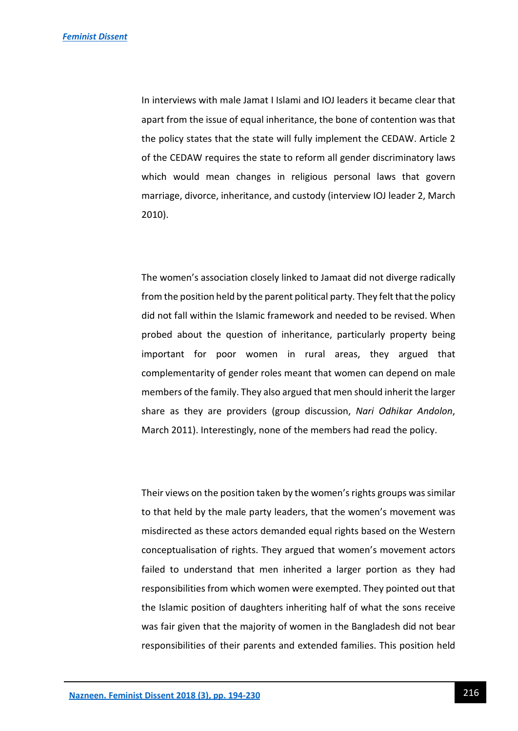In interviews with male Jamat I Islami and IOJ leaders it became clear that apart from the issue of equal inheritance, the bone of contention was that the policy states that the state will fully implement the CEDAW. Article 2 of the CEDAW requires the state to reform all gender discriminatory laws which would mean changes in religious personal laws that govern marriage, divorce, inheritance, and custody (interview IOJ leader 2, March 2010).

The women's association closely linked to Jamaat did not diverge radically from the position held by the parent political party. They felt that the policy did not fall within the Islamic framework and needed to be revised. When probed about the question of inheritance, particularly property being important for poor women in rural areas, they argued that complementarity of gender roles meant that women can depend on male members of the family. They also argued that men should inherit the larger share as they are providers (group discussion, *Nari Odhikar Andolon*, March 2011). Interestingly, none of the members had read the policy.

Their views on the position taken by the women's rights groups was similar to that held by the male party leaders, that the women's movement was misdirected as these actors demanded equal rights based on the Western conceptualisation of rights. They argued that women's movement actors failed to understand that men inherited a larger portion as they had responsibilities from which women were exempted. They pointed out that the Islamic position of daughters inheriting half of what the sons receive was fair given that the majority of women in the Bangladesh did not bear responsibilities of their parents and extended families. This position held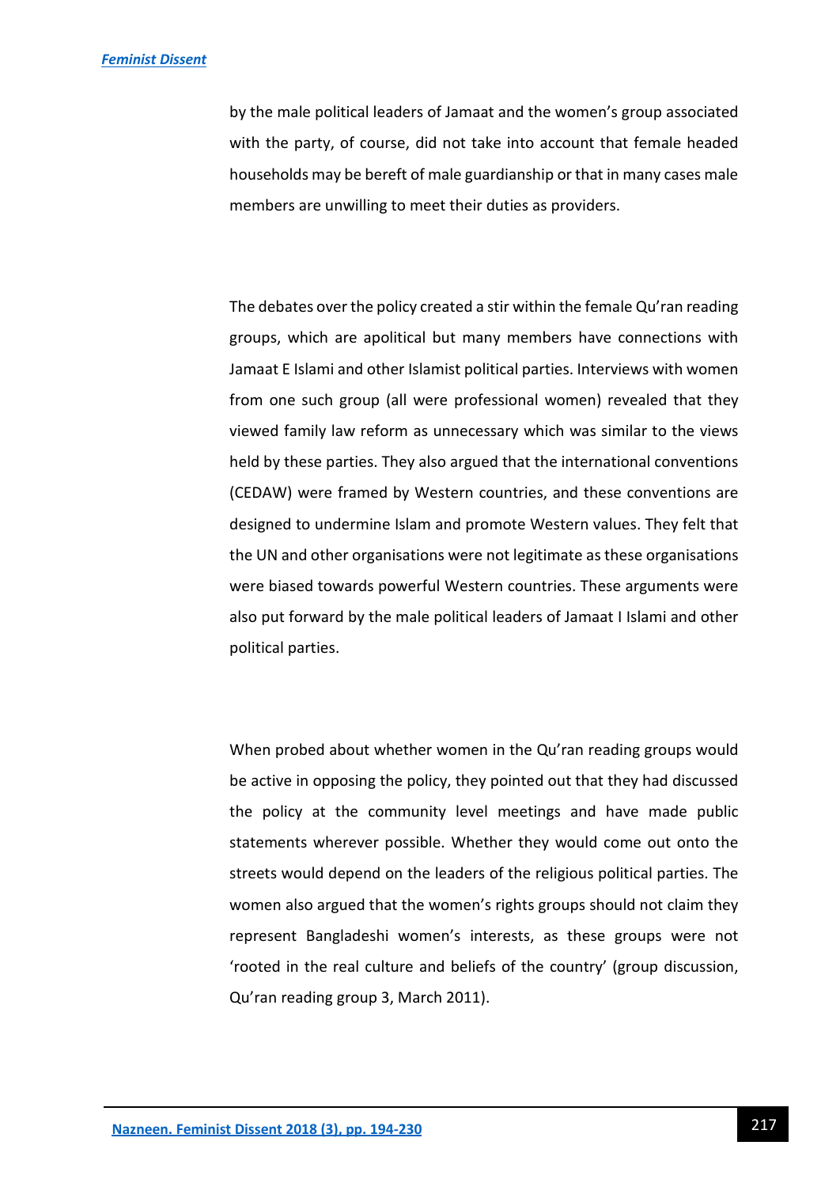by the male political leaders of Jamaat and the women's group associated with the party, of course, did not take into account that female headed households may be bereft of male guardianship or that in many cases male members are unwilling to meet their duties as providers.

The debates over the policy created a stir within the female Qu'ran reading groups, which are apolitical but many members have connections with Jamaat E Islami and other Islamist political parties. Interviews with women from one such group (all were professional women) revealed that they viewed family law reform as unnecessary which was similar to the views held by these parties. They also argued that the international conventions (CEDAW) were framed by Western countries, and these conventions are designed to undermine Islam and promote Western values. They felt that the UN and other organisations were not legitimate as these organisations were biased towards powerful Western countries. These arguments were also put forward by the male political leaders of Jamaat I Islami and other political parties.

When probed about whether women in the Qu'ran reading groups would be active in opposing the policy, they pointed out that they had discussed the policy at the community level meetings and have made public statements wherever possible. Whether they would come out onto the streets would depend on the leaders of the religious political parties. The women also argued that the women's rights groups should not claim they represent Bangladeshi women's interests, as these groups were not 'rooted in the real culture and beliefs of the country' (group discussion, Qu'ran reading group 3, March 2011).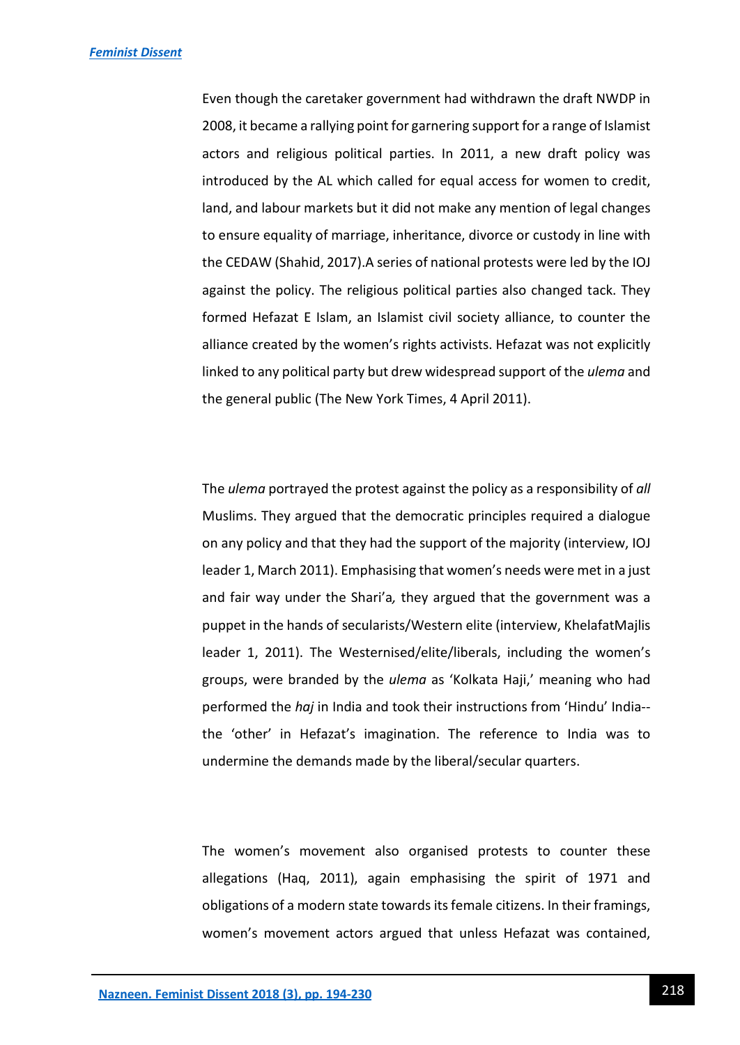Even though the caretaker government had withdrawn the draft NWDP in 2008, it became a rallying point for garnering support for a range of Islamist actors and religious political parties. In 2011, a new draft policy was introduced by the AL which called for equal access for women to credit, land, and labour markets but it did not make any mention of legal changes to ensure equality of marriage, inheritance, divorce or custody in line with the CEDAW (Shahid, 2017).A series of national protests were led by the IOJ against the policy. The religious political parties also changed tack. They formed Hefazat E Islam, an Islamist civil society alliance, to counter the alliance created by the women's rights activists. Hefazat was not explicitly linked to any political party but drew widespread support of the *ulema* and the general public (The New York Times, 4 April 2011).

The *ulema* portrayed the protest against the policy as a responsibility of *all* Muslims. They argued that the democratic principles required a dialogue on any policy and that they had the support of the majority (interview, IOJ leader 1, March 2011). Emphasising that women's needs were met in a just and fair way under the Shari'a*,* they argued that the government was a puppet in the hands of secularists/Western elite (interview, KhelafatMajlis leader 1, 2011). The Westernised/elite/liberals, including the women's groups, were branded by the *ulema* as 'Kolkata Haji,' meaning who had performed the *haj* in India and took their instructions from 'Hindu' India--the 'other' in Hefazat's imagination. The reference to India was to undermine the demands made by the liberal/secular quarters.

The women's movement also organised protests to counter these allegations (Haq, 2011), again emphasising the spirit of 1971 and obligations of a modern state towards its female citizens. In their framings, women's movement actors argued that unless Hefazat was contained,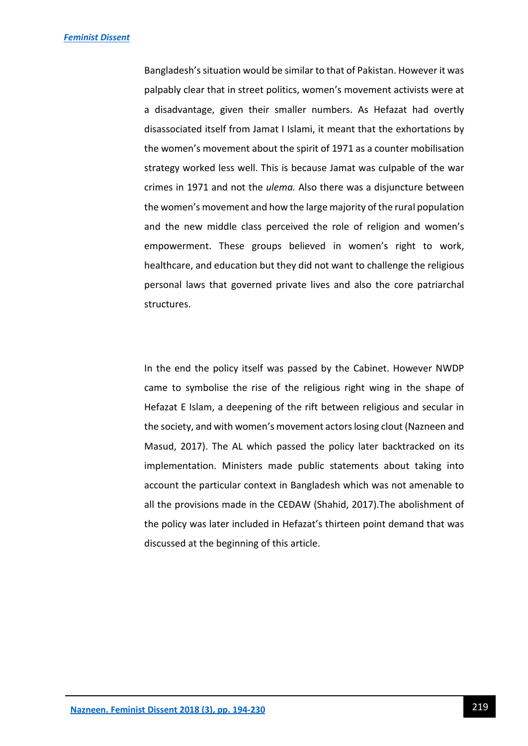Bangladesh's situation would be similar to that of Pakistan. However it was palpably clear that in street politics, women's movement activists were at a disadvantage, given their smaller numbers. As Hefazat had overtly disassociated itself from Jamat I Islami, it meant that the exhortations by the women's movement about the spirit of 1971 as a counter mobilisation strategy worked less well. This is because Jamat was culpable of the war crimes in 1971 and not the *ulema.* Also there was a disjuncture between the women's movement and how the large majority of the rural population and the new middle class perceived the role of religion and women's empowerment. These groups believed in women's right to work, healthcare, and education but they did not want to challenge the religious personal laws that governed private lives and also the core patriarchal structures.

In the end the policy itself was passed by the Cabinet. However NWDP came to symbolise the rise of the religious right wing in the shape of Hefazat E Islam, a deepening of the rift between religious and secular in the society, and with women's movement actors losing clout (Nazneen and Masud, 2017). The AL which passed the policy later backtracked on its implementation. Ministers made public statements about taking into account the particular context in Bangladesh which was not amenable to all the provisions made in the CEDAW (Shahid, 2017).The abolishment of the policy was later included in Hefazat's thirteen point demand that was discussed at the beginning of this article.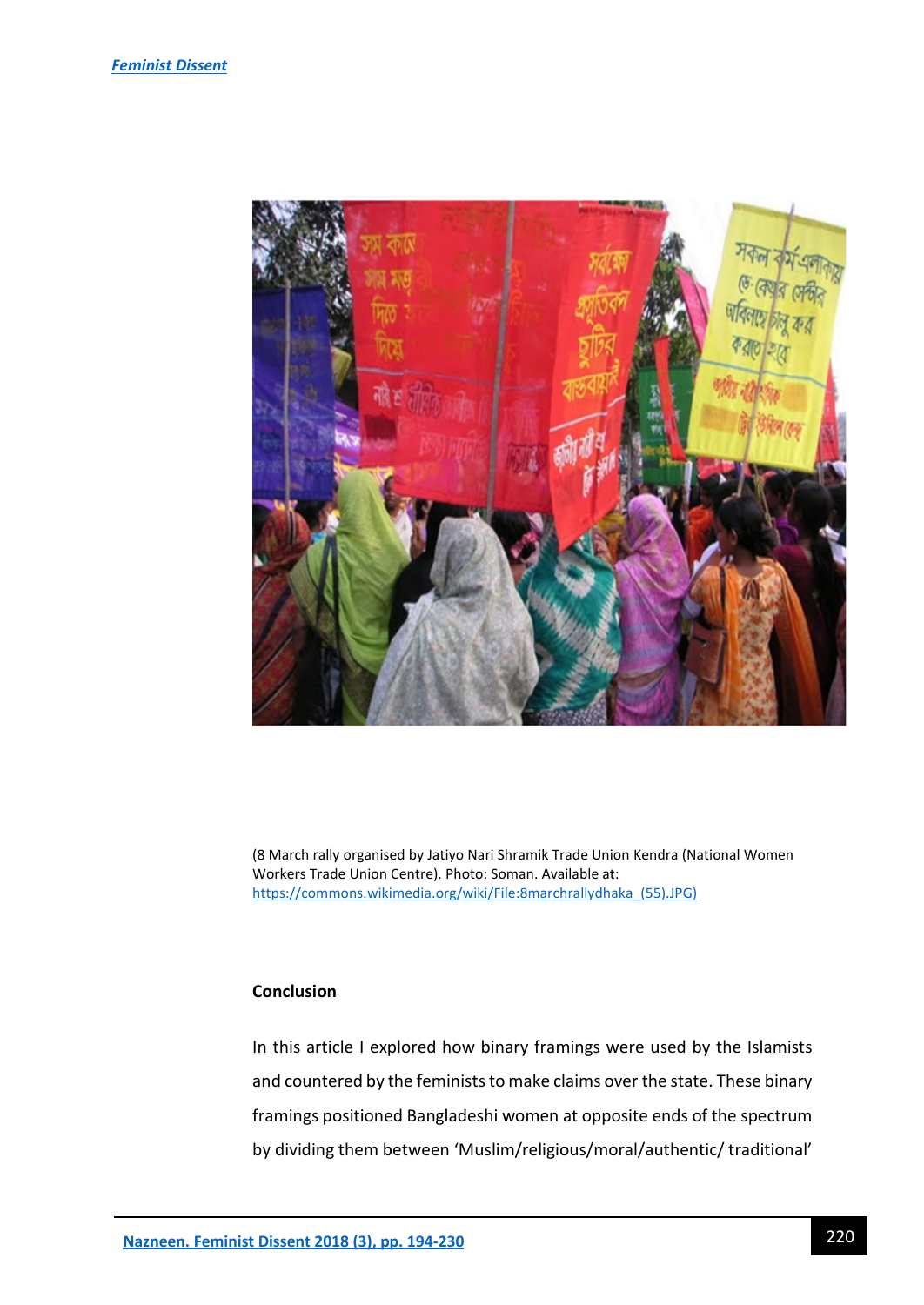(8 March rally organised by Jatiyo Nari Shramik Trade Union Kendra (National Women Workers Trade Union Centre). Photo: Soman. Available at: https://commons.wikimedia.org/wiki/File:8marchrallydhaka_(55).JPG)

## Conclusion

In this article I explored how binary framings were used by the Islamists and countered by the feminists to make claims over the state. These binary framings positioned Bangladeshi women at opposite ends of the spectrum by dividing them between 'Muslim/religious/moral/authentic/ traditional'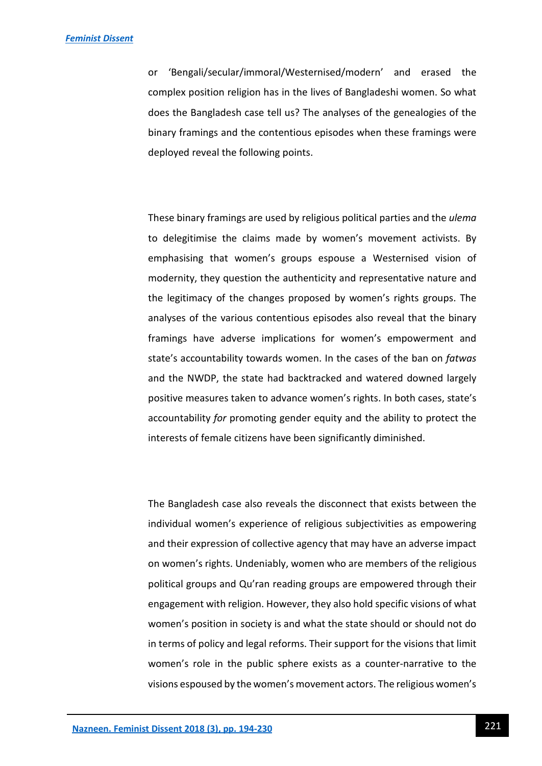or 'Bengali/secular/immoral/Westernised/modern' and erased the complex position religion has in the lives of Bangladeshi women. So what does the Bangladesh case tell us? The analyses of the genealogies of the binary framings and the contentious episodes when these framings were deployed reveal the following points.

These binary framings are used by religious political parties and the *ulema* to delegitimise the claims made by women's movement activists. By emphasising that women's groups espouse a Westernised vision of modernity, they question the authenticity and representative nature and the legitimacy of the changes proposed by women's rights groups. The analyses of the various contentious episodes also reveal that the binary framings have adverse implications for women's empowerment and state's accountability towards women. In the cases of the ban on *fatwas* and the NWDP, the state had backtracked and watered downed largely positive measures taken to advance women's rights. In both cases, state's accountability *for* promoting gender equity and the ability to protect the interests of female citizens have been significantly diminished.

The Bangladesh case also reveals the disconnect that exists between the individual women's experience of religious subjectivities as empowering and their expression of collective agency that may have an adverse impact on women's rights. Undeniably, women who are members of the religious political groups and Qu'ran reading groups are empowered through their engagement with religion. However, they also hold specific visions of what women's position in society is and what the state should or should not do in terms of policy and legal reforms. Their support for the visions that limit women's role in the public sphere exists as a counter-narrative to the visions espoused by the women's movement actors. The religious women's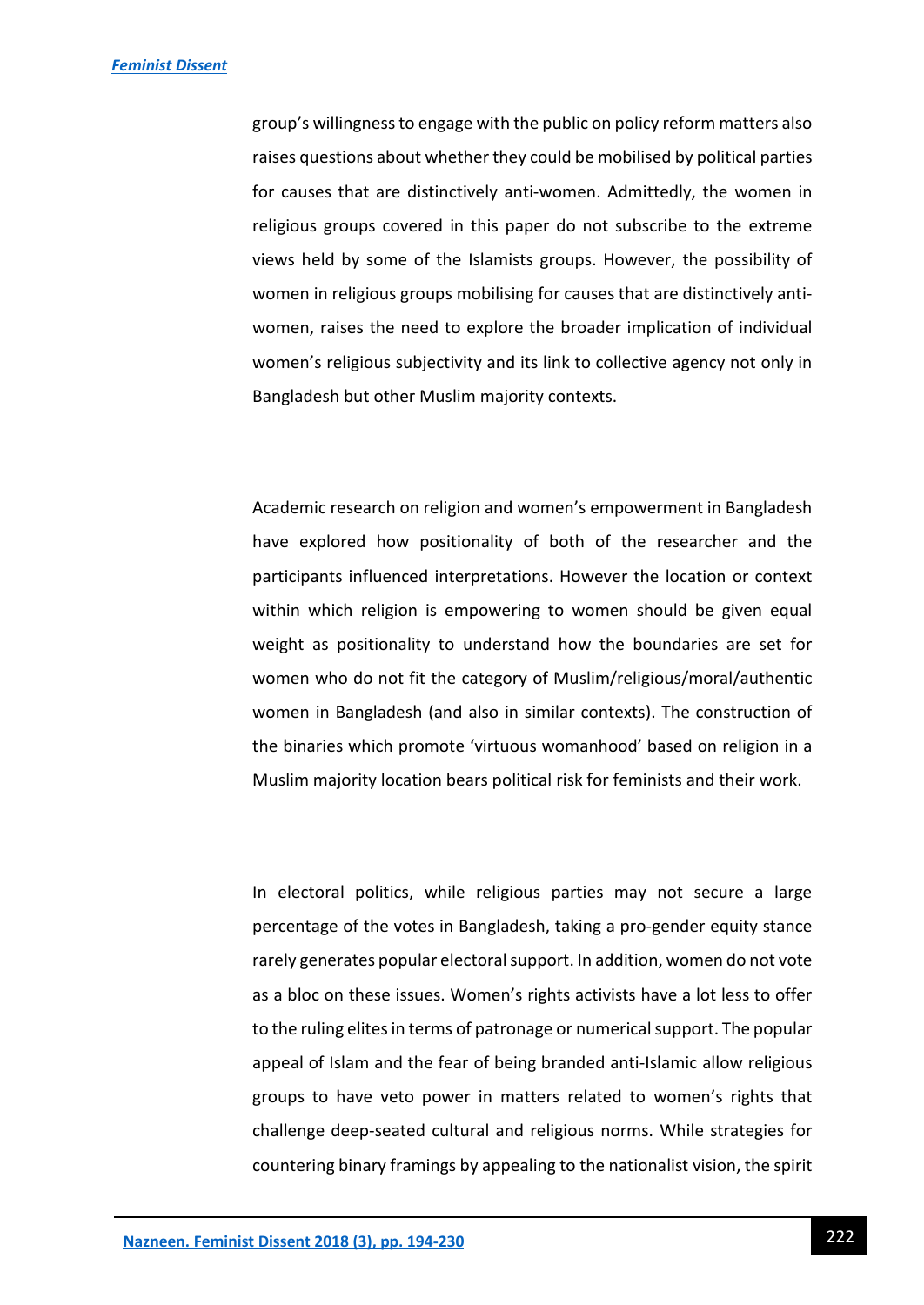group's willingness to engage with the public on policy reform matters also raises questions about whether they could be mobilised by political parties for causes that are distinctively anti-women. Admittedly, the women in religious groups covered in this paper do not subscribe to the extreme views held by some of the Islamists groups. However, the possibility of women in religious groups mobilising for causes that are distinctively anti-women, raises the need to explore the broader implication of individual women's religious subjectivity and its link to collective agency not only in Bangladesh but other Muslim majority contexts.

Academic research on religion and women's empowerment in Bangladesh have explored how positionality of both of the researcher and the participants influenced interpretations. However the location or context within which religion is empowering to women should be given equal weight as positionality to understand how the boundaries are set for women who do not fit the category of Muslim/religious/moral/authentic women in Bangladesh (and also in similar contexts). The construction of the binaries which promote 'virtuous womanhood' based on religion in a Muslim majority location bears political risk for feminists and their work.

In electoral politics, while religious parties may not secure a large percentage of the votes in Bangladesh, taking a pro-gender equity stance rarely generates popular electoral support. In addition, women do not vote as a bloc on these issues. Women's rights activists have a lot less to offer to the ruling elites in terms of patronage or numerical support. The popular appeal of Islam and the fear of being branded anti-Islamic allow religious groups to have veto power in matters related to women's rights that challenge deep-seated cultural and religious norms. While strategies for countering binary framings by appealing to the nationalist vision, the spirit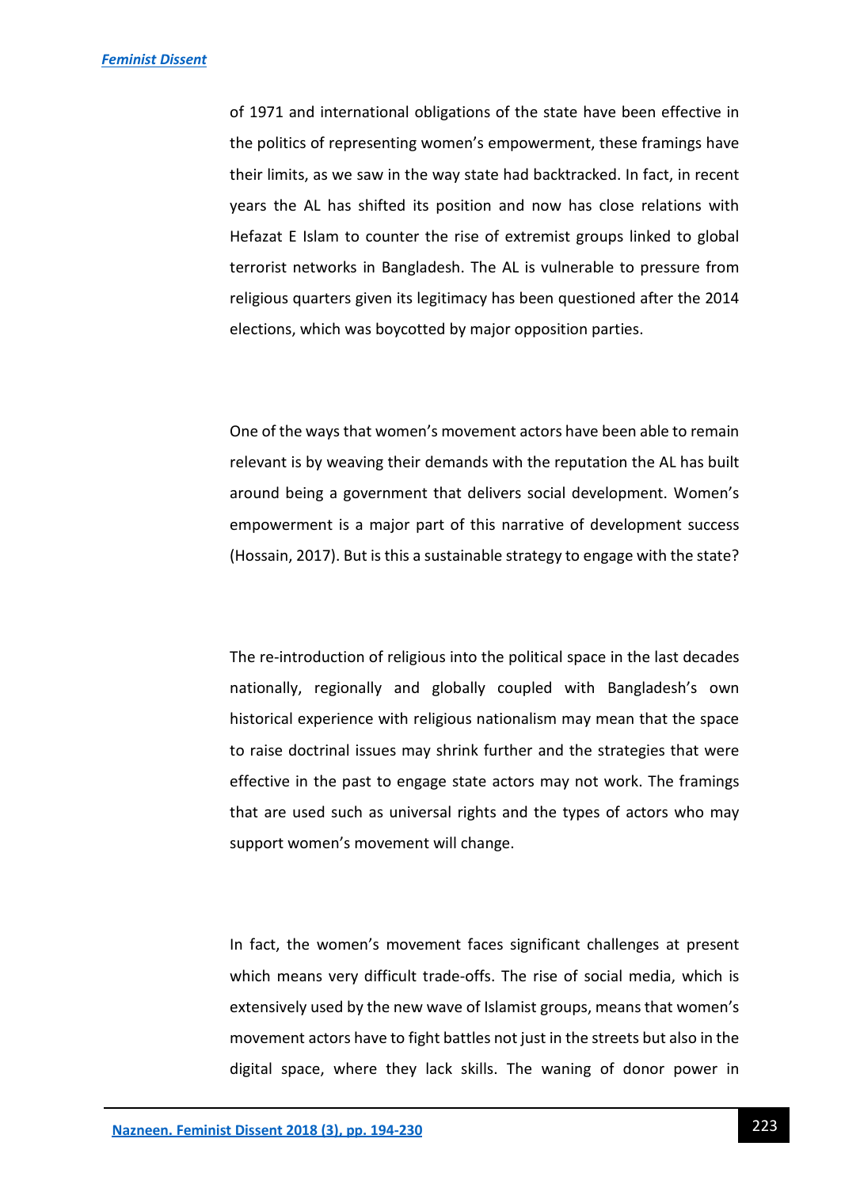of 1971 and international obligations of the state have been effective in the politics of representing women's empowerment, these framings have their limits, as we saw in the way state had backtracked. In fact, in recent years the AL has shifted its position and now has close relations with Hefazat E Islam to counter the rise of extremist groups linked to global terrorist networks in Bangladesh. The AL is vulnerable to pressure from religious quarters given its legitimacy has been questioned after the 2014 elections, which was boycotted by major opposition parties.

One of the ways that women's movement actors have been able to remain relevant is by weaving their demands with the reputation the AL has built around being a government that delivers social development. Women's empowerment is a major part of this narrative of development success (Hossain, 2017). But is this a sustainable strategy to engage with the state?

The re-introduction of religious into the political space in the last decades nationally, regionally and globally coupled with Bangladesh's own historical experience with religious nationalism may mean that the space to raise doctrinal issues may shrink further and the strategies that were effective in the past to engage state actors may not work. The framings that are used such as universal rights and the types of actors who may support women's movement will change.

In fact, the women's movement faces significant challenges at present which means very difficult trade-offs. The rise of social media, which is extensively used by the new wave of Islamist groups, means that women's movement actors have to fight battles not just in the streets but also in the digital space, where they lack skills. The waning of donor power in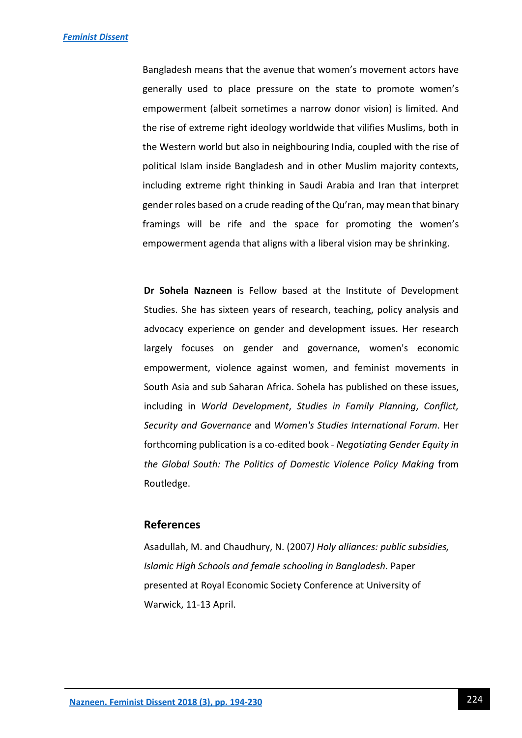Bangladesh means that the avenue that women's movement actors have generally used to place pressure on the state to promote women's empowerment (albeit sometimes a narrow donor vision) is limited. And the rise of extreme right ideology worldwide that vilifies Muslims, both in the Western world but also in neighbouring India, coupled with the rise of political Islam inside Bangladesh and in other Muslim majority contexts, including extreme right thinking in Saudi Arabia and Iran that interpret gender roles based on a crude reading of the Qu'ran, may mean that binary framings will be rife and the space for promoting the women's empowerment agenda that aligns with a liberal vision may be shrinking.

**Dr Sohela Nazneen** is Fellow based at the Institute of Development Studies. She has sixteen years of research, teaching, policy analysis and advocacy experience on gender and development issues. Her research largely focuses on gender and governance, women's economic empowerment, violence against women, and feminist movements in South Asia and sub Saharan Africa. Sohela has published on these issues, including in *World Development*, *Studies in Family Planning*, *Conflict, Security and Governance* and *Women's Studies International Forum*. Her forthcoming publication is a co-edited book - *Negotiating Gender Equity in the Global South: The Politics of Domestic Violence Policy Making* from Routledge.

## References

Asadullah, M. and Chaudhury, N. (2007*) Holy alliances: public subsidies, Islamic High Schools and female schooling in Bangladesh*. Paper presented at Royal Economic Society Conference at University of Warwick, 11-13 April.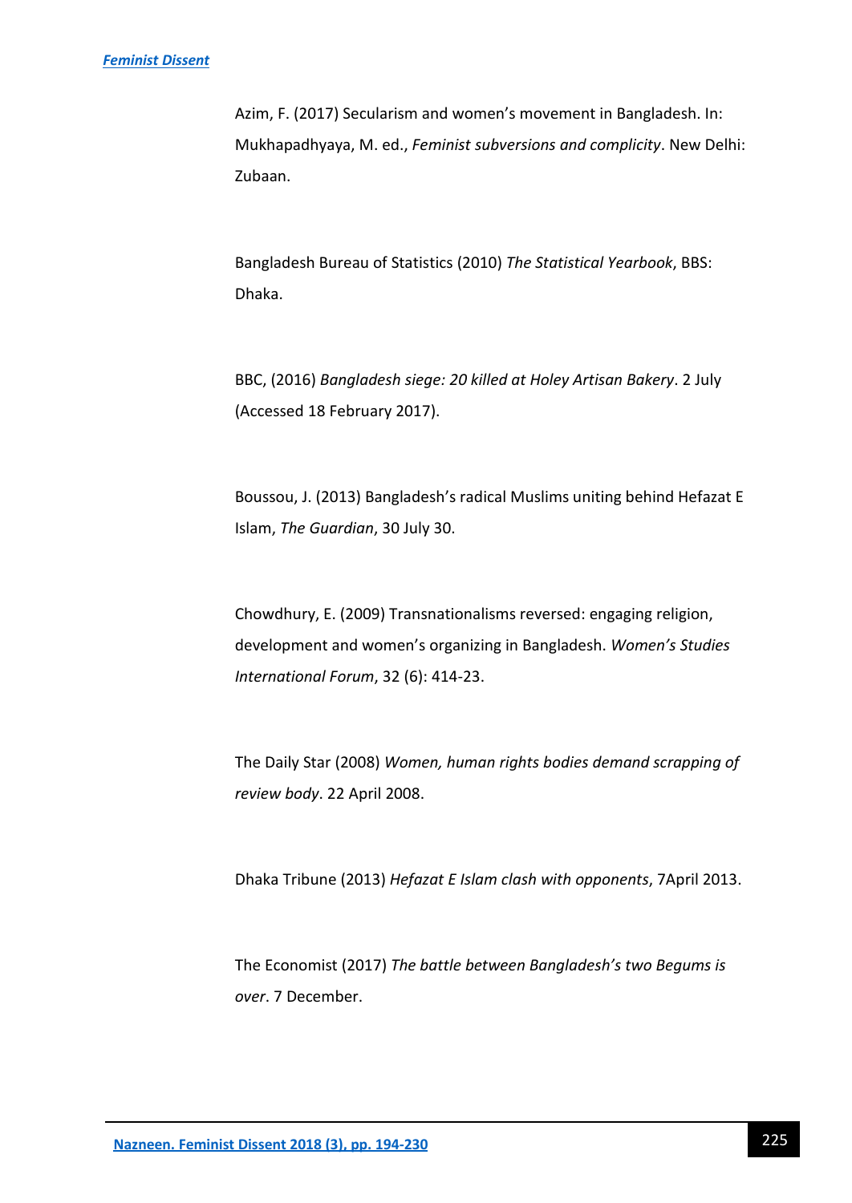Azim, F. (2017) Secularism and women's movement in Bangladesh. In: Mukhapadhyaya, M. ed., *Feminist subversions and complicity*. New Delhi: Zubaan.

Bangladesh Bureau of Statistics (2010) *The Statistical Yearbook*, BBS: Dhaka.

BBC, (2016) *Bangladesh siege: 20 killed at Holey Artisan Bakery*. 2 July (Accessed 18 February 2017).

Boussou, J. (2013) Bangladesh's radical Muslims uniting behind Hefazat E Islam, *The Guardian*, 30 July 30.

Chowdhury, E. (2009) Transnationalisms reversed: engaging religion, development and women's organizing in Bangladesh. *Women's Studies International Forum*, 32 (6): 414-23.

The Daily Star (2008) *Women, human rights bodies demand scrapping of review body*. 22 April 2008.

Dhaka Tribune (2013) *Hefazat E Islam clash with opponents*, 7April 2013.

The Economist (2017) *The battle between Bangladesh's two Begums is over*. 7 December.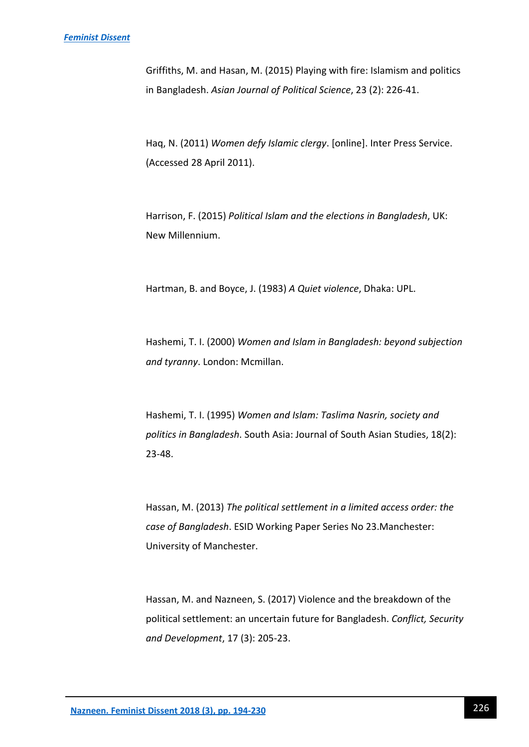Griffiths, M. and Hasan, M. (2015) Playing with fire: Islamism and politics in Bangladesh. *Asian Journal of Political Science*, 23 (2): 226-41.

Haq, N. (2011) *Women defy Islamic clergy*. [online]. Inter Press Service. (Accessed 28 April 2011).

Harrison, F. (2015) *Political Islam and the elections in Bangladesh*, UK: New Millennium.

Hartman, B. and Boyce, J. (1983) *A Quiet violence*, Dhaka: UPL.

Hashemi, T. I. (2000) *Women and Islam in Bangladesh: beyond subjection and tyranny*. London: Mcmillan.

Hashemi, T. I. (1995) *Women and Islam: Taslima Nasrin, society and politics in Bangladesh*. South Asia: Journal of South Asian Studies, 18(2): 23-48.

Hassan, M. (2013) *The political settlement in a limited access order: the case of Bangladesh*. ESID Working Paper Series No 23.Manchester: University of Manchester.

Hassan, M. and Nazneen, S. (2017) Violence and the breakdown of the political settlement: an uncertain future for Bangladesh. *Conflict, Security and Development*, 17 (3): 205-23.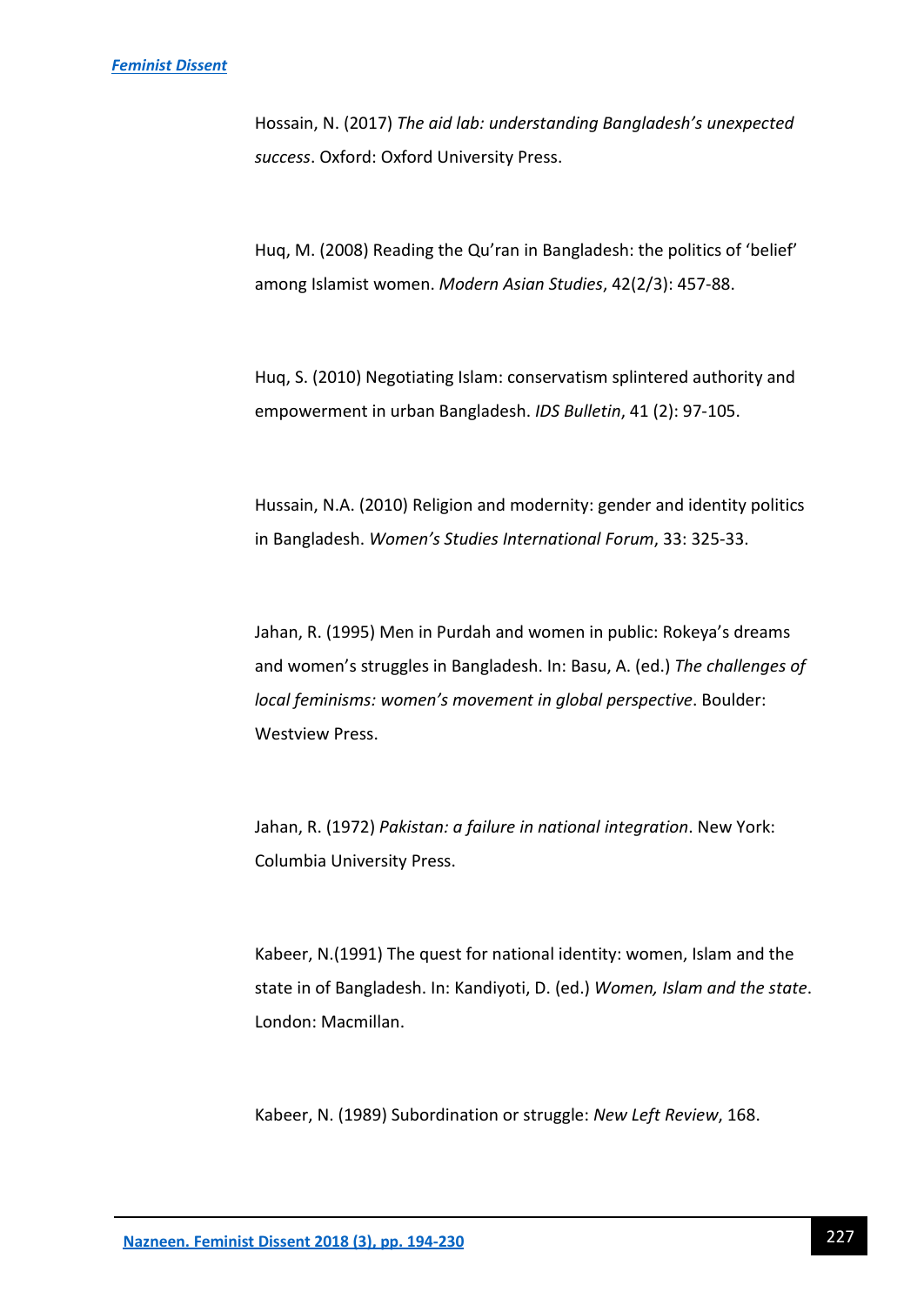Hossain, N. (2017) *The aid lab: understanding Bangladesh's unexpected success*. Oxford: Oxford University Press.

Huq, M. (2008) Reading the Qu'ran in Bangladesh: the politics of 'belief' among Islamist women. *Modern Asian Studies*, 42(2/3): 457-88.

Huq, S. (2010) Negotiating Islam: conservatism splintered authority and empowerment in urban Bangladesh. *IDS Bulletin*, 41 (2): 97-105.

Hussain, N.A. (2010) Religion and modernity: gender and identity politics in Bangladesh. *Women's Studies International Forum*, 33: 325-33.

Jahan, R. (1995) Men in Purdah and women in public: Rokeya's dreams and women's struggles in Bangladesh. In: Basu, A. (ed.) *The challenges of local feminisms: women's movement in global perspective*. Boulder: Westview Press.

Jahan, R. (1972) *Pakistan: a failure in national integration*. New York: Columbia University Press.

Kabeer, N.(1991) The quest for national identity: women, Islam and the state in of Bangladesh. In: Kandiyoti, D. (ed.) *Women, Islam and the state*. London: Macmillan.

Kabeer, N. (1989) Subordination or struggle: *New Left Review*, 168.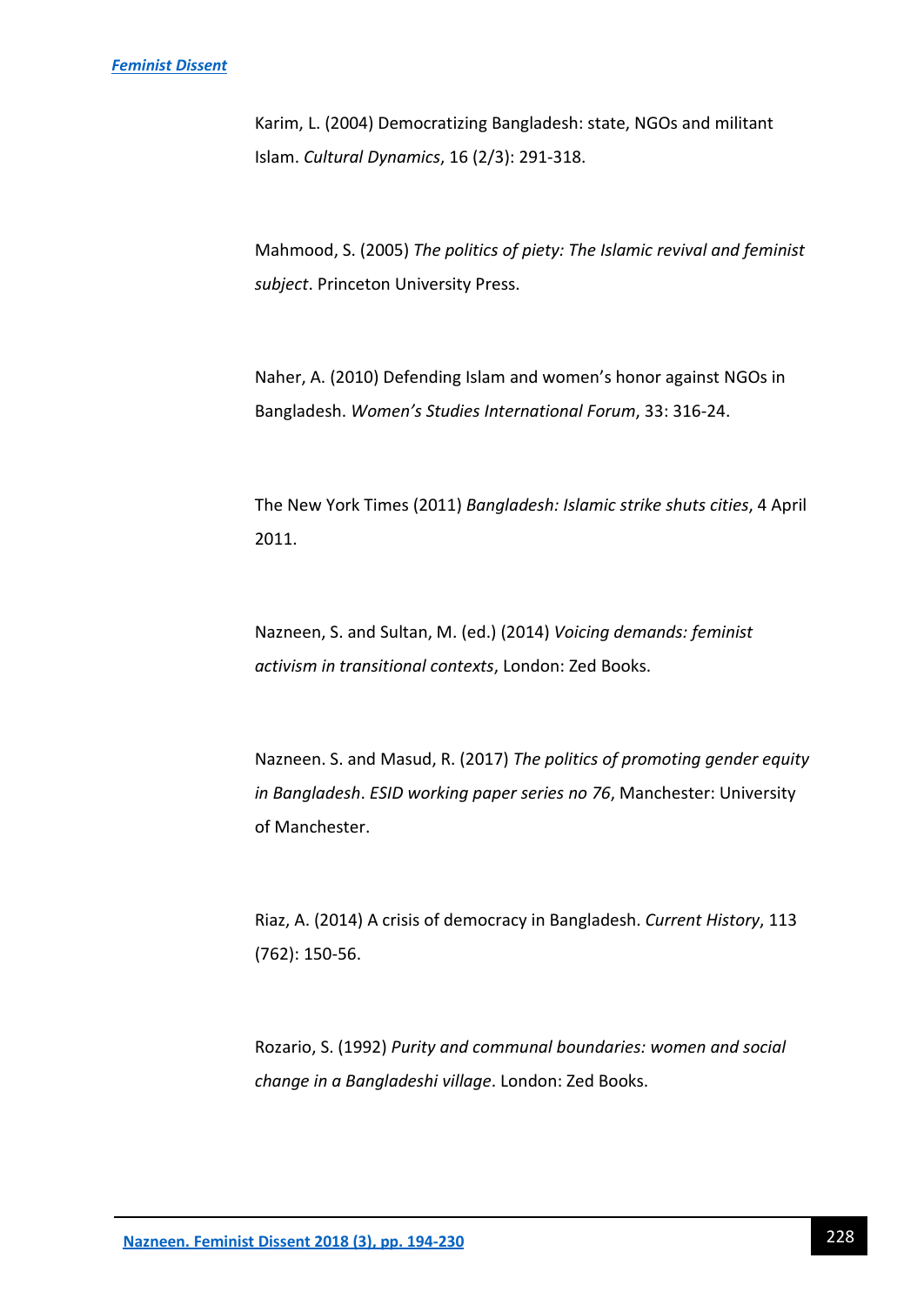Karim, L. (2004) Democratizing Bangladesh: state, NGOs and militant Islam. *Cultural Dynamics*, 16 (2/3): 291-318.

Mahmood, S. (2005) *The politics of piety: The Islamic revival and feminist subject*. Princeton University Press.

Naher, A. (2010) Defending Islam and women's honor against NGOs in Bangladesh. *Women's Studies International Forum*, 33: 316-24.

The New York Times (2011) *Bangladesh: Islamic strike shuts cities*, 4 April 2011.

Nazneen, S. and Sultan, M. (ed.) (2014) *Voicing demands: feminist activism in transitional contexts*, London: Zed Books.

Nazneen. S. and Masud, R. (2017) *The politics of promoting gender equity in Bangladesh*. *ESID working paper series no 76*, Manchester: University of Manchester.

Riaz, A. (2014) A crisis of democracy in Bangladesh. *Current History*, 113 (762): 150-56.

Rozario, S. (1992) *Purity and communal boundaries: women and social change in a Bangladeshi village*. London: Zed Books.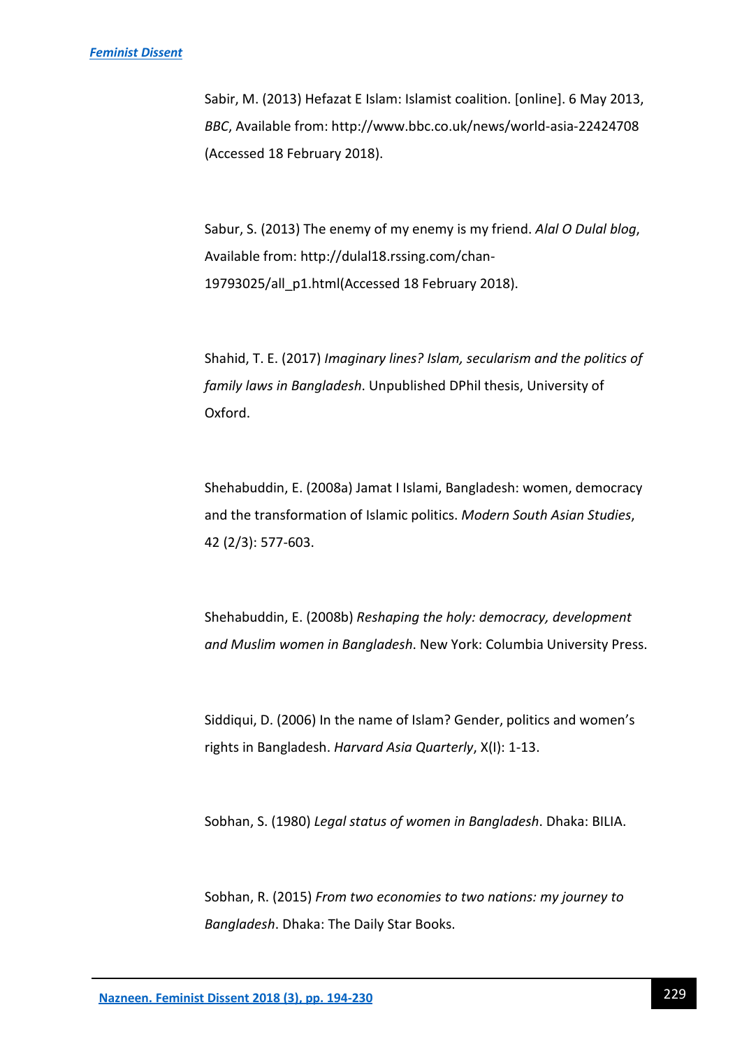Sabir, M. (2013) Hefazat E Islam: Islamist coalition. [online]. 6 May 2013, *BBC*, Available from: http://www.bbc.co.uk/news/world-asia-22424708 (Accessed 18 February 2018).

Sabur, S. (2013) The enemy of my enemy is my friend. *Alal O Dulal blog*, Available from: http://dulal18.rssing.com/chan-19793025/all_p1.html(Accessed 18 February 2018).

Shahid, T. E. (2017) *Imaginary lines? Islam, secularism and the politics of family laws in Bangladesh*. Unpublished DPhil thesis, University of Oxford.

Shehabuddin, E. (2008a) Jamat I Islami, Bangladesh: women, democracy and the transformation of Islamic politics. *Modern South Asian Studies*, 42 (2/3): 577-603.

Shehabuddin, E. (2008b) *Reshaping the holy: democracy, development and Muslim women in Bangladesh*. New York: Columbia University Press.

Siddiqui, D. (2006) In the name of Islam? Gender, politics and women's rights in Bangladesh. *Harvard Asia Quarterly*, X(I): 1-13.

Sobhan, S. (1980) *Legal status of women in Bangladesh*. Dhaka: BILIA.

Sobhan, R. (2015) *From two economies to two nations: my journey to Bangladesh*. Dhaka: The Daily Star Books.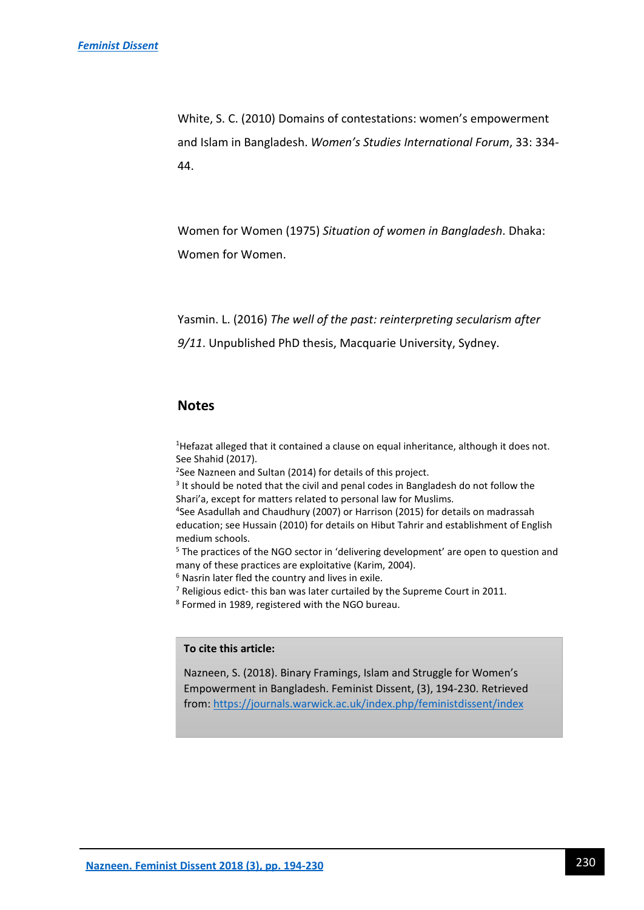White, S. C. (2010) Domains of contestations: women's empowerment and Islam in Bangladesh. *Women's Studies International Forum*, 33: 334-44.

Women for Women (1975) *Situation of women in Bangladesh*. Dhaka: Women for Women.

Yasmin. L. (2016) *The well of the past: reinterpreting secularism after 9/11*. Unpublished PhD thesis, Macquarie University, Sydney.

## Notes

[1]Hefazat alleged that it contained a clause on equal inheritance, although it does not. See Shahid (2017).
[2]See Nazneen and Sultan (2014) for details of this project.
[3] It should be noted that the civil and penal codes in Bangladesh do not follow the Shari'a, except for matters related to personal law for Muslims.
[4]See Asadullah and Chaudhury (2007) or Harrison (2015) for details on madrassah education; see Hussain (2010) for details on Hibut Tahrir and establishment of English medium schools.
[5] The practices of the NGO sector in 'delivering development' are open to question and many of these practices are exploitative (Karim, 2004).
[6] Nasrin later fled the country and lives in exile.
[7] Religious edict- this ban was later curtailed by the Supreme Court in 2011.
[8] Formed in 1989, registered with the NGO bureau.

**To cite this article:**

Nazneen, S. (2018). Binary Framings, Islam and Struggle for Women's Empowerment in Bangladesh. Feminist Dissent, (3), 194-230. Retrieved from: https://journals.warwick.ac.uk/index.php/feministdissent/index